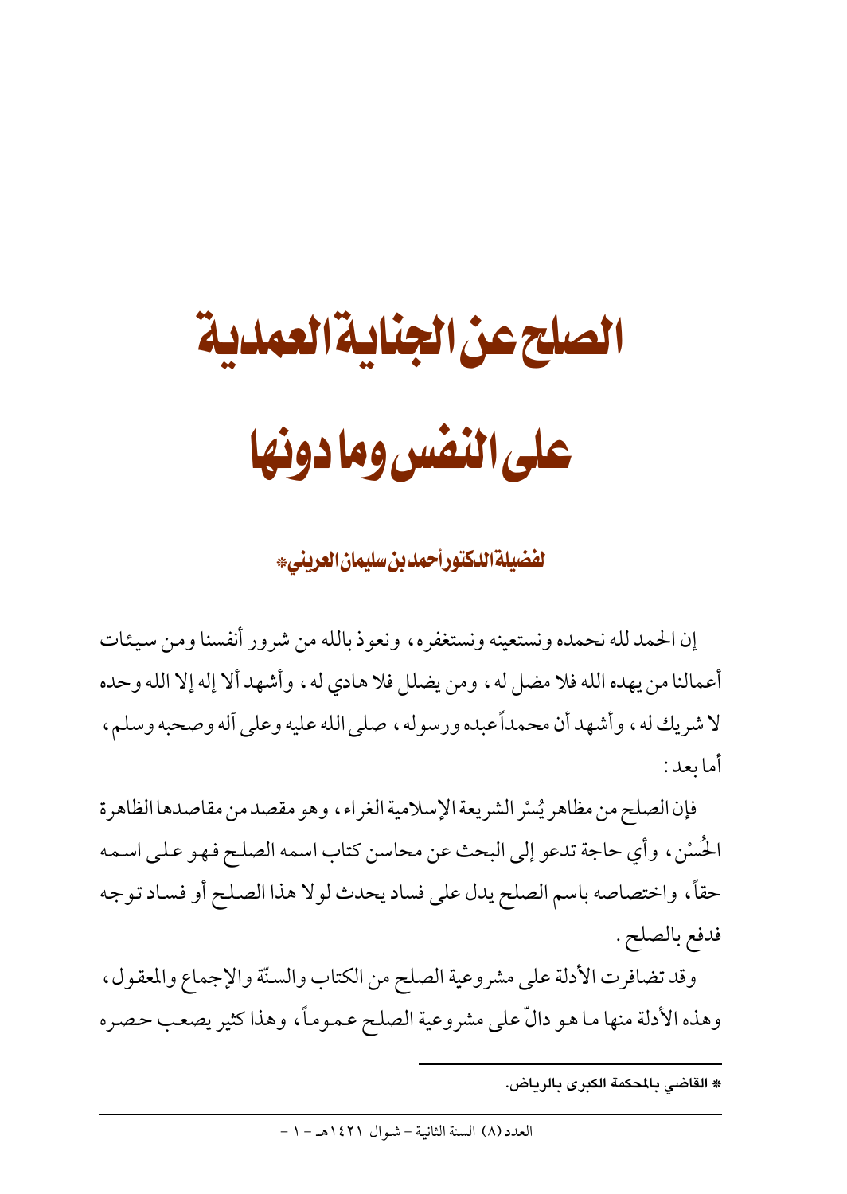# الصلح عن الجناية العمدية على النفس وما دونها

**لفضيلة الدكتور أحمد بن سليمان العريني***

إن الحمد لله نحمده ونستعينه ونستغفره، ونعوذ بالله من شرور أنفسنا ومن سيئات أعمالنا من يهده الله فلا مضل له، ومن يضلل فلا هادي له، وأشهد ألا إله إلا الله وحده لا شريك له، وأشهد أن محمداً عبده ورسوله، صلى الله عليه وعلى آله وصحبه وسلم، أما بعد:

فإن الصلح من مظاهر يُسْر الشريعة الإسلامية الغراء، وهو مقصد من مقاصدها الظاهرة الحُسْن، وأي حاجة تدعو إلى البحث عن محاسن كتاب اسمه الصلح فهو على اسمه حقاً، واختصاصه باسم الصلح يدل على فساد يحدث لولا هذا الصلح أو فساد توجه فدفع بالصلح.

وقد تضافرت الأدلة على مشروعية الصلح من الكتاب والسنّة والإجماع والمعقول، وهذه الأدلة منها ما هو دالّ على مشروعية الصلح عموماً، وهذا كثير يصعب حصره

---

* القاضي بالمحكمة الكبرى بالرياض.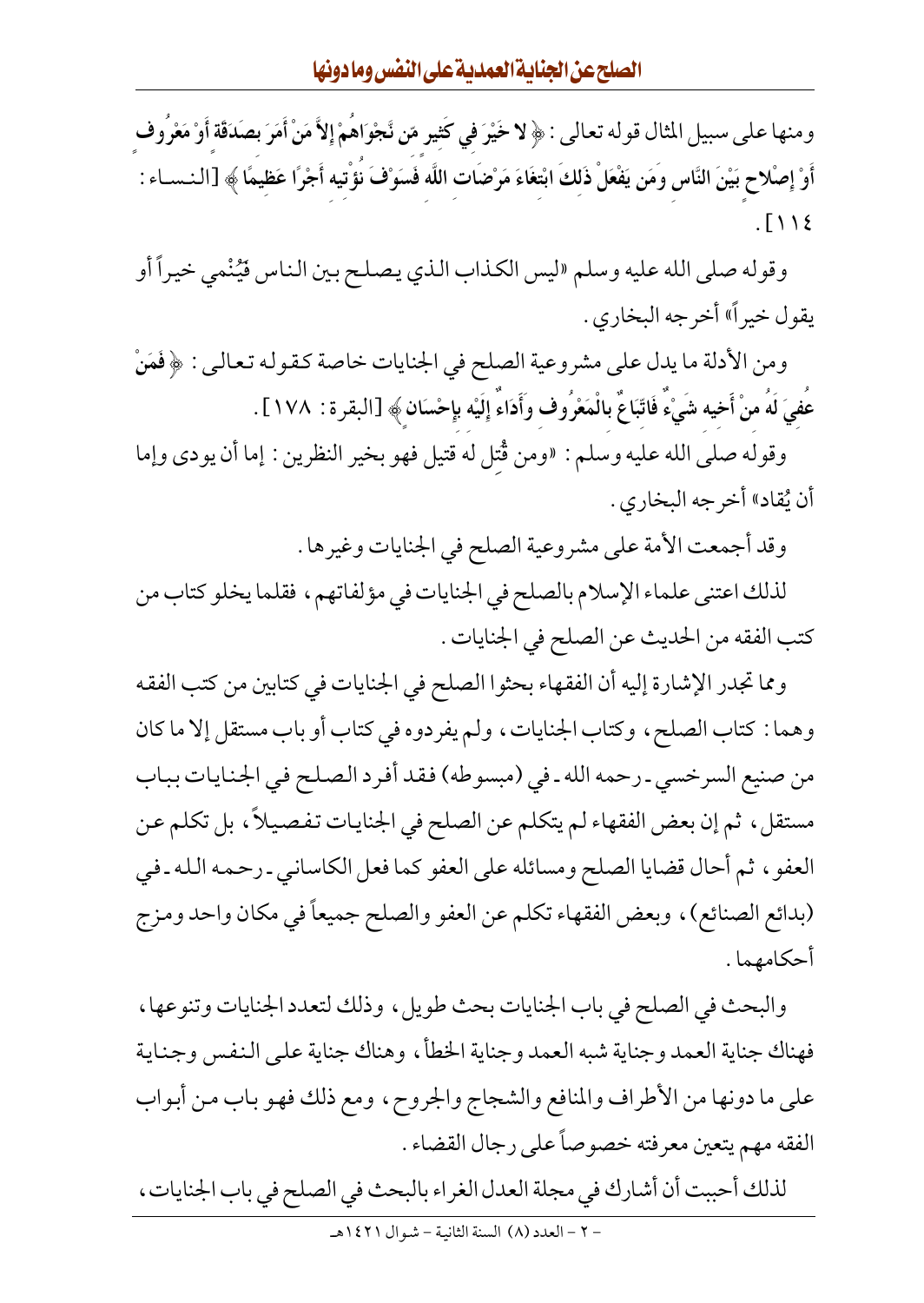ومنها على سبيل المثال قوله تعالى: ﴿لا خَيْرَ فِي كَثِيرٍ مِّن نَّجْوَاهُمْ إِلاَّ مَنْ أَمَرَ بِصَدَقَةٍ أَوْ مَعْرُوفٍ أَوْ إِصْلاحٍ بَيْنَ النَّاسِ وَمَن يَفْعَلْ ذَلِكَ ابْتِغَاءَ مَرْضَاتِ اللَّهِ فَسَوْفَ نُؤْتِيهِ أَجْرًا عَظِيمًا﴾ [النساء: ١١٤].

وقوله صلى الله عليه وسلم «ليس الكذاب الذي يصلح بين الناس فيُنْمي خيراً أو يقول خيراً» أخرجه البخاري.

ومن الأدلة ما يدل على مشروعية الصلح في الجنايات خاصة كقوله تعالى: ﴿فَمَنْ عُفِيَ لَهُ مِنْ أَخِيهِ شَيْءٌ فَاتِّبَاعٌ بِالْمَعْرُوفِ وَأَدَاءٌ إِلَيْهِ بِإِحْسَانٍ﴾ [البقرة: ١٧٨].

وقوله صلى الله عليه وسلم: «ومن قُتل له قتيل فهو بخير النظرين: إما أن يودى وإما أن يُقاد» أخرجه البخاري.

وقد أجمعت الأمة على مشروعية الصلح في الجنايات وغيرها.

لذلك اعتنى علماء الإسلام بالصلح في الجنايات في مؤلفاتهم، فقلما يخلو كتاب من كتب الفقه من الحديث عن الصلح في الجنايات.

ومما تجدر الإشارة إليه أن الفقهاء بحثوا الصلح في الجنايات في كتابين من كتب الفقه وهما: كتاب الصلح، وكتاب الجنايات، ولم يفردوه في كتاب أو باب مستقل إلا ما كان من صنيع السرخسي - رحمه الله - في (مبسوطه) فقد أفرد الصلح في الجنايات بباب مستقل، ثم إن بعض الفقهاء لم يتكلم عن الصلح في الجنايات تفصيلاً، بل تكلم عن العفو، ثم أحال قضايا الصلح ومسائله على العفو كما فعل الكاساني - رحمه الله - في (بدائع الصنائع)، وبعض الفقهاء تكلم عن العفو والصلح جميعاً في مكان واحد ومزج أحكامهما.

والبحث في الصلح في باب الجنايات بحث طويل، وذلك لتعدد الجنايات وتنوعها، فهناك جناية العمد وجناية شبه العمد وجناية الخطأ، وهناك جناية على النفس وجناية على ما دونها من الأطراف والمنافع والشجاج والجروح، ومع ذلك فهو باب من أبواب الفقه مهم يتعين معرفته خصوصاً على رجال القضاء.

لذلك أحببت أن أشارك في مجلة العدل الغراء بالبحث في الصلح في باب الجنايات،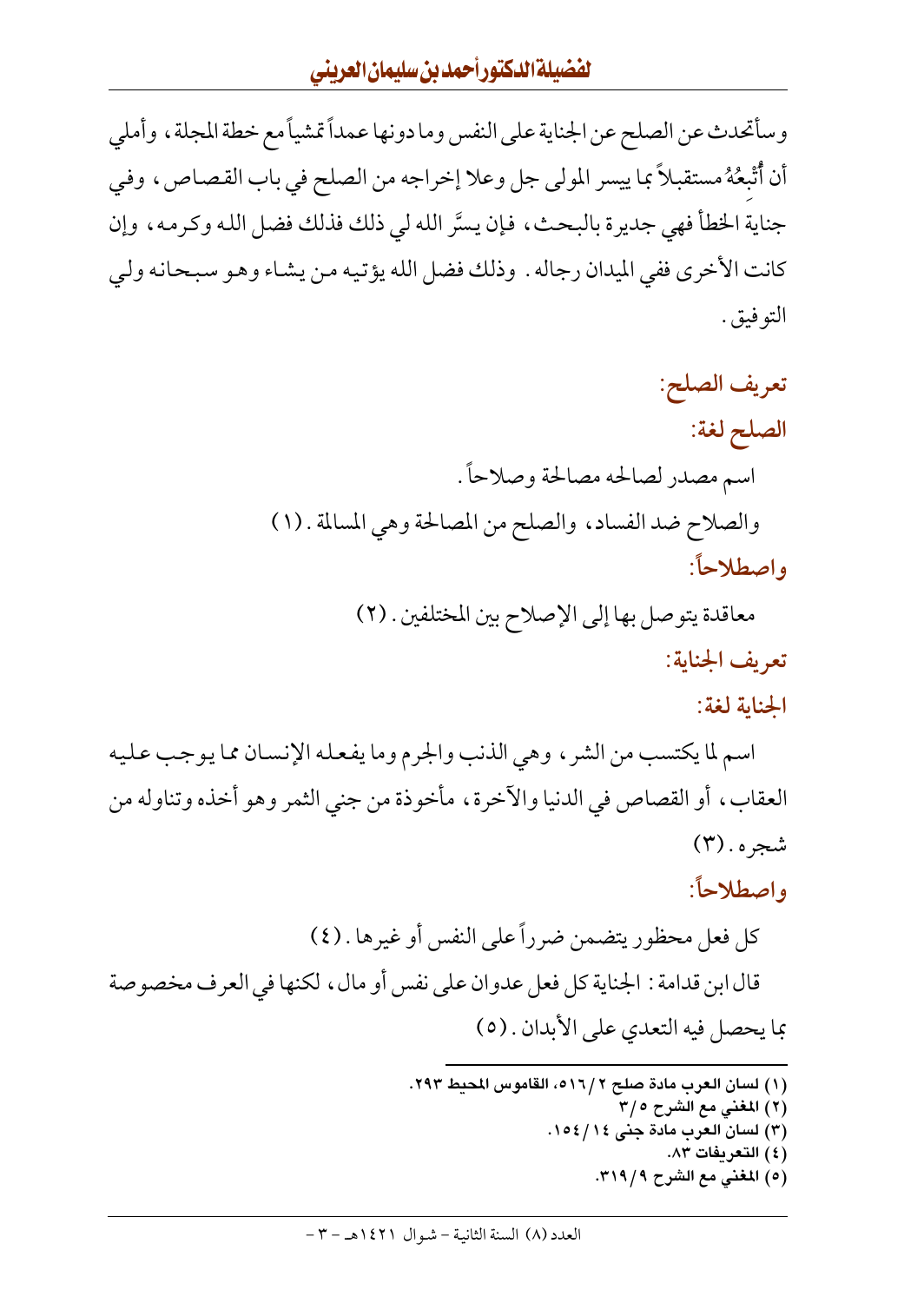وسأتحدث عن الصلح عن الجناية على النفس وما دونها عمداً تمشياً مع خطة المجلة، وأملي أن أُتْبِعُهُ مستقبلاً بما ييسر المولى جل وعلا إخراجه من الصلح في باب القصاص، وفي جناية الخطأ فهي جديرة بالبحث، فإن يسَّر الله لي ذلك فذلك فضل الله وكرمه، وإن كانت الأخرى ففي الميدان رجاله. وذلك فضل الله يؤتيه من يشاء وهو سبحانه ولي التوفيق.

## تعريف الصلح:

### الصلح لغة:

اسم مصدر لصالحه مصالحة وصلاحاً.

والصلاح ضد الفساد، والصلح من المصالحة وهي المسالمة. (١)

### واصطلاحاً:

معاقدة يتوصل بها إلى الإصلاح بين المختلفين. (٢)

## تعريف الجناية:

### الجناية لغة:

اسم لما يكتسب من الشر، وهي الذنب والجرم وما يفعله الإنسان مما يوجب عليه العقاب، أو القصاص في الدنيا والآخرة، مأخوذة من جني الثمر وهو أخذه وتناوله من شجره. (٣)

### واصطلاحاً:

كل فعل محظور يتضمن ضرراً على النفس أو غيرها. (٤)

قال ابن قدامة: الجناية كل فعل عدوان على نفس أو مال، لكنها في العرف مخصوصة بما يحصل فيه التعدي على الأبدان. (٥)

---

(١) لسان العرب مادة صلح ٢/٥١٦، القاموس المحيط ٢٩٣.
(٢) المغني مع الشرح ٥/٣
(٣) لسان العرب مادة جنى ١٤/١٥٤.
(٤) التعريفات ٨٣.
(٥) المغني مع الشرح ٩/٣١٩.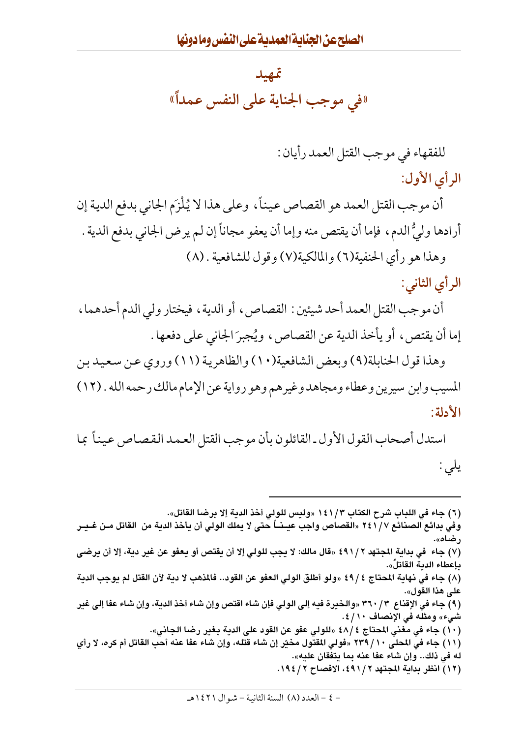## تمهيد

## «في موجب الجناية على النفس عمداً»

للفقهاء في موجب القتل العمد رأيان:

### الرأي الأول:

أن موجب القتل العمد هو القصاص عيناً، وعلى هذا لا يُلْزَم الجاني بدفع الدية إن أرادها وليُّ الدم، فإما أن يقتص منه وإما أن يعفو مجاناً إن لم يرض الجاني بدفع الدية.

وهذا هو رأي الحنفية(٦) والمالكية(٧) وقول للشافعية.(٨)

### الرأي الثاني:

أن موجب القتل العمد أحد شيئين: القصاص، أو الدية، فيختار ولي الدم أحدهما، إما أن يقتص، أو يأخذ الدية عن القصاص، ويُجبرَ الجاني على دفعها.

وهذا قول الحنابلة(٩) وبعض الشافعية(١٠) والظاهرية(١١) وروي عن سعيد بن المسيب وابن سيرين وعطاء ومجاهد وغيرهم وهو رواية عن الإمام مالك رحمه الله.(١٢)

### الأدلة:

استدل أصحاب القول الأول ـ القائلون بأن موجب القتل العمد القصاص عيناً بما يلي:

---

(٦) جاء في اللباب شرح الكتاب ٣/١٤١ «وليس للولي أخذ الدية إلا برضا القاتل».
وفي بدائع الصنائع ٧/٢٤١ «القصاص واجب عينـاً حتى لا يملك الولي أن يأخذ الدية من القاتل من غير رضاه».

(٧) جاء في بداية المجتهد ٢/٤٩١ «قال مالك: لا يجب للولي إلا أن يقتص أو يعفو عن غير دية، إلا أن يرضى بإعطاء الدية القاتلُ».

(٨) جاء في نهاية المحتاج ٤/٤٩ «ولو أطلق الولي العفو عن القود.. فالمذهب لا دية لأن القتل لم يوجب الدية على هذا القول».

(٩) جاء في الإقناع ٣/٣٦٠ «والخيرة فيه إلى الولي فإن شاء اقتص وإن شاء أخذ الدية، وإن شاء عفا إلى غير شيء» ومثله في الإنصاف ١٠/٤.

(١٠) جاء في مغني المحتاج ٤/٤٨ «للولي عفو عن القود على الدية بغير رضا الجاني».

(١١) جاء في المحلى ١٠/٢٣٩ «فولي المقتول مخير إن شاء قتله، وإن شاء عفا عنه أحب القاتل أم كره، لا رأي له في ذلك.. وإن شاء عفا عنه بما يتفقان عليه».

(١٢) انظر بداية المجتهد ٢/٤٩١، الافصاح ٢/١٩٤.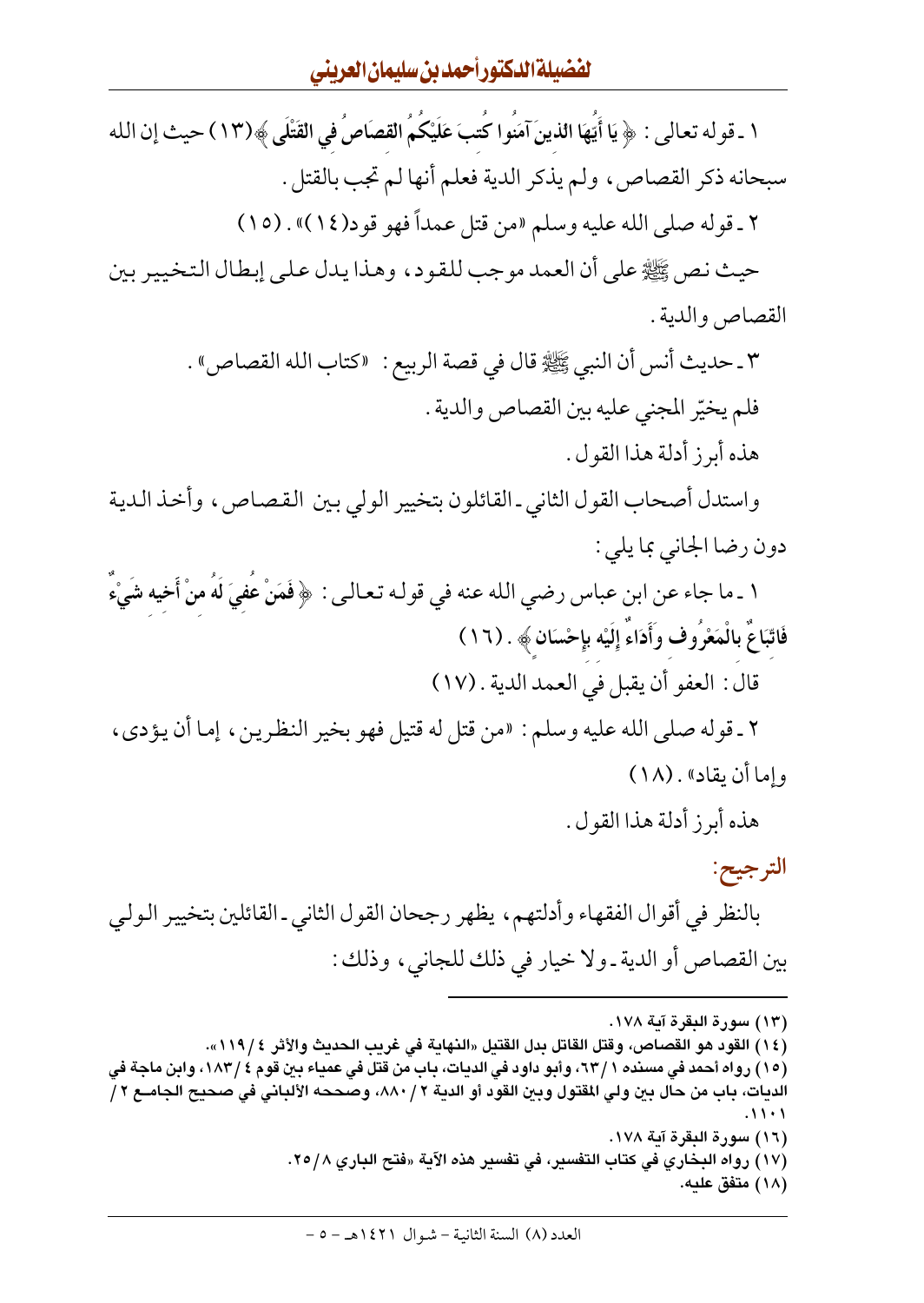١ ـ قوله تعالى : ﴿ يَا أَيُّهَا الذينَ آمَنُوا كُتِبَ عَلَيْكُمُ القصَاصُ في القَتْلَى ﴾(١٣) حيث إن الله سبحانه ذكر القصاص، ولم يذكر الدية فعلم أنها لم تجب بالقتل .

٢ ـ قوله صلى الله عليه وسلم «من قتل عمداً فهو قود(١٤)» . (١٥)

حيث نص ﷺ على أن العمد موجب للقود، وهذا يدل على إبطال التخيير بين القصاص والدية .

٣ ـ حديث أنس أن النبي ﷺ قال في قصة الربيع : «كتاب الله القصاص» .

فلم يخيّر المجني عليه بين القصاص والدية .

هذه أبرز أدلة هذا القول .

واستدل أصحاب القول الثاني ـ القائلون بتخيير الولي بين القصاص، وأخذ الدية دون رضا الجاني بما يلي :

١ ـ ما جاء عن ابن عباس رضي الله عنه في قوله تعالى : ﴿ فَمَنْ عُفِيَ لَهُ منْ أَخيه شَيْءٌ فَاتِّبَاعٌ بالْمَعْرُوف وَأَدَاءٌ إِلَيْه بإِحْسَانٍ ﴾ . (١٦)

قال : العفو أن يقبل في العمد الدية . (١٧)

٢ ـ قوله صلى الله عليه وسلم : «من قتل له قتيل فهو بخير النظرين، إما أن يؤدى، وإما أن يقاد» . (١٨)

هذه أبرز أدلة هذا القول .

## الترجيح:

بالنظر في أقوال الفقهاء وأدلتهم، يظهر رجحان القول الثاني ـ القائلين بتخيير الولي بين القصاص أو الدية ـ ولا خيار في ذلك للجاني، وذلك :

---

(١٣) سورة البقرة آية ١٧٨.

(١٤) القود هو القصاص، وقتل القاتل بدل القتيل «النهاية في غريب الحديث والأثر ٤/١١٩».

(١٥) رواه أحمد في مسنده ١/٦٣، وأبو داود في الديات، باب من قتل في عمياء بين قوم ٤/١٨٣، وابن ماجة في الديات، باب من حال بين ولي المقتول وبين القود أو الدية ٢/٨٨٠، وصححه الألباني في صحيح الجامع ٢/١١٠١.

(١٦) سورة البقرة آية ١٧٨.

(١٧) رواه البخاري في كتاب التفسير، في تفسير هذه الآية «فتح الباري ٨/٢٥».

(١٨) متفق عليه.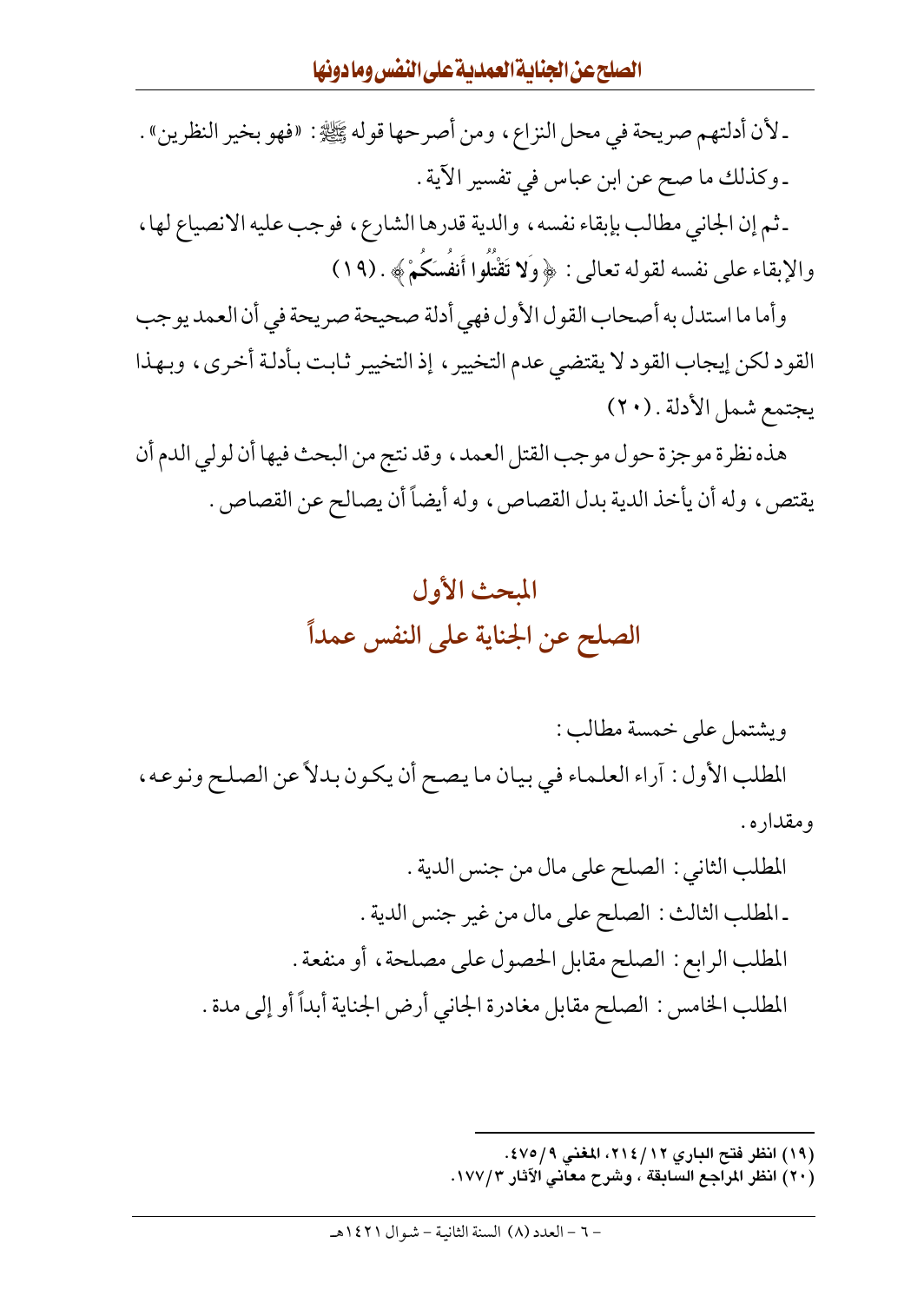- لأن أدلتهم صريحة في محل النزاع، ومن أصرحها قوله ﷺ: «فهو بخير النظرين».

- وكذلك ما صح عن ابن عباس في تفسير الآية.

- ثم إن الجاني مطالب بإبقاء نفسه، والدية قدرها الشارع، فوجب عليه الانصياع لها، والإبقاء على نفسه لقوله تعالى: ﴿**وَلَا تَقْتُلُوا أَنفُسَكُمْ**﴾. (١٩)

وأما ما استدل به أصحاب القول الأول فهي أدلة صحيحة صريحة في أن العمد يوجب القود لكن إيجاب القود لا يقتضي عدم التخيير، إذ التخيير ثابت بأدلة أخرى، وبهذا يجتمع شمل الأدلة. (٢٠)

هذه نظرة موجزة حول موجب القتل العمد، وقد نتج من البحث فيها أن لولي الدم أن يقتص، وله أن يأخذ الدية بدل القصاص، وله أيضاً أن يصالح عن القصاص.

## المبحث الأول
## الصلح عن الجناية على النفس عمداً

ويشتمل على خمسة مطالب:

المطلب الأول: آراء العلماء في بيان ما يصح أن يكون بدلاً عن الصلح ونوعه، ومقداره.

المطلب الثاني: الصلح على مال من جنس الدية.

- المطلب الثالث: الصلح على مال من غير جنس الدية.

المطلب الرابع: الصلح مقابل الحصول على مصلحة، أو منفعة.

المطلب الخامس: الصلح مقابل مغادرة الجاني أرض الجناية أبداً أو إلى مدة.

---

**(١٩) انظر فتح الباري ١٢/٢١٤، المغني ٩/٤٧٥.**

**(٢٠) انظر المراجع السابقة، وشرح معاني الآثار ٣/١٧٧.**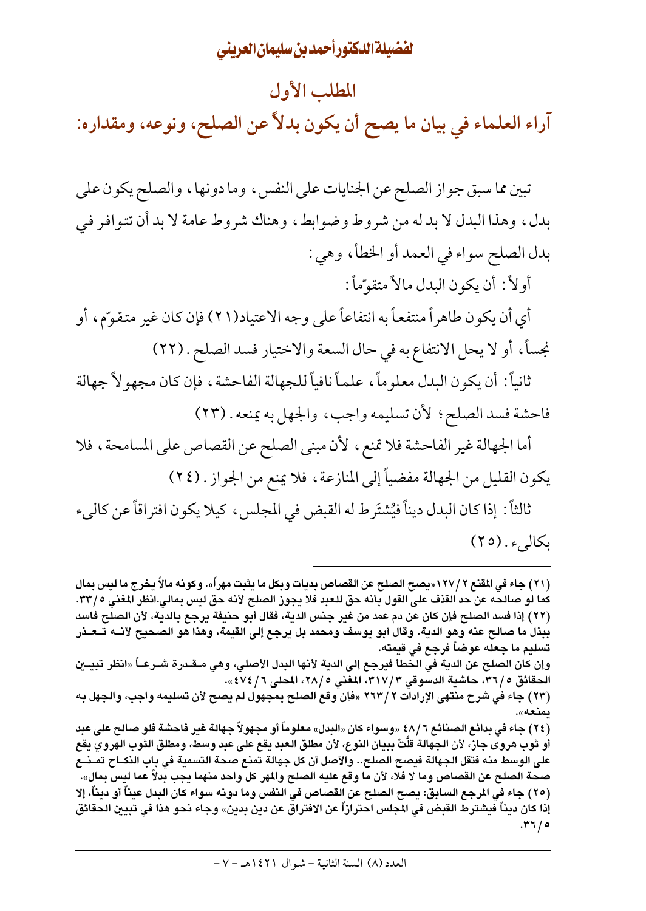## المطلب الأول

## آراء العلماء في بيان ما يصح أن يكون بدلاً عن الصلح، ونوعه، ومقداره:

تبين مما سبق جواز الصلح عن الجنايات على النفس، وما دونها، والصلح يكون على بدل، وهذا البدل لا بد له من شروط وضوابط، وهناك شروط عامة لا بد أن تتوافر في بدل الصلح سواء في العمد أو الخطأ، وهي:

أولاً: أن يكون البدل مالاً متقوّماً:

أي أن يكون طاهراً منتفعاً به انتفاعاً على وجه الاعتياد(٢١) فإن كان غير متقوّم، أو نجساً، أو لا يحل الانتفاع به في حال السعة والاختيار فسد الصلح.(٢٢)

ثانياً: أن يكون البدل معلوماً، علماً نافياً للجهالة الفاحشة، فإن كان مجهولاً جهالة فاحشة فسد الصلح؛ لأن تسليمه واجب، والجهل به يمنعه.(٢٣)

أما الجهالة غير الفاحشة فلا تمنع، لأن مبنى الصلح عن القصاص على المسامحة، فلا يكون القليل من الجهالة مفضياً إلى المنازعة، فلا يمنع من الجواز.(٢٤)

ثالثاً: إذا كان البدل ديناً فيُشتَرط له القبض في المجلس، كيلا يكون افتراقاً عن كالىء بكالىء.(٢٥)

---

(٢١) جاء في المقنع ٢/١٢٧«يصح الصلح عن القصاص بديات وبكل ما يثبت مهراً». وكونه مالاً يخرج ما ليس بمال كما لو صالحه عن حد القذف على القول بأنه حق للعبد فلا يجوز الصلح لأنه حق ليس بمالي.انظر المغني ٥/٣٣.

(٢٢) إذا فسد الصلح فإن كان عن دم عمد من غير جنس الدية، فقال أبو حنيفة يرجع بالدية، لأن الصلح فاسد ببذل ما صالح عنه وهو الدية. وقال أبو يوسف ومحمد بل يرجع إلى القيمة، وهذا هو الصحيح لأنه تعذر تسليم ما جعله عوضاً فرجع في قيمته.

وإن كان الصلح عن الدية في الخطأ فيرجع إلى الدية لأنها البدل الأصلي، وهي مقدرة شرعاً «انظر تبيين الحقائق ٥/٣٦، حاشية الدسوقي ٣/٣١٧، المغني ٥/٢٨، المحلى ٦/٤٧٤».

(٢٣) جاء في شرح منتهى الإرادات ٢/٢٦٣ «فإن وقع الصلح بمجهول لم يصح لأن تسليمه واجب، والجهل به يمنعه».

(٢٤) جاء في بدائع الصنائع ٦/٤٨ «وسواء كان «البدل» معلوماً أو مجهولاً جهالة غير فاحشة فلو صالح على عبد أو ثوب هروي جاز، لأن الجهالة قلَّتْ ببيان النوع، لأن مطلق العبد يقع على عبد وسط، ومطلق الثوب الهروي يقع على الوسط منه فتقل الجهالة فيصح الصلح.. والأصل أن كل جهالة تمنع صحة التسمية في باب النكاح تمنع صحة الصلح عن القصاص وما لا فلا، لأن ما وقع عليه الصلح والمهر كل واحد منهما يجب بدلاً عما ليس بمال».

(٢٥) جاء في المرجع السابق: يصح الصلح عن القصاص في النفس وما دونه سواء كان البدل عيناً أو ديناً، إلا إذا كان ديناً فيشترط القبض في المجلس احترازاً عن الافتراق عن دين بدين» وجاء نحو هذا في تبيين الحقائق ٥/٣٦.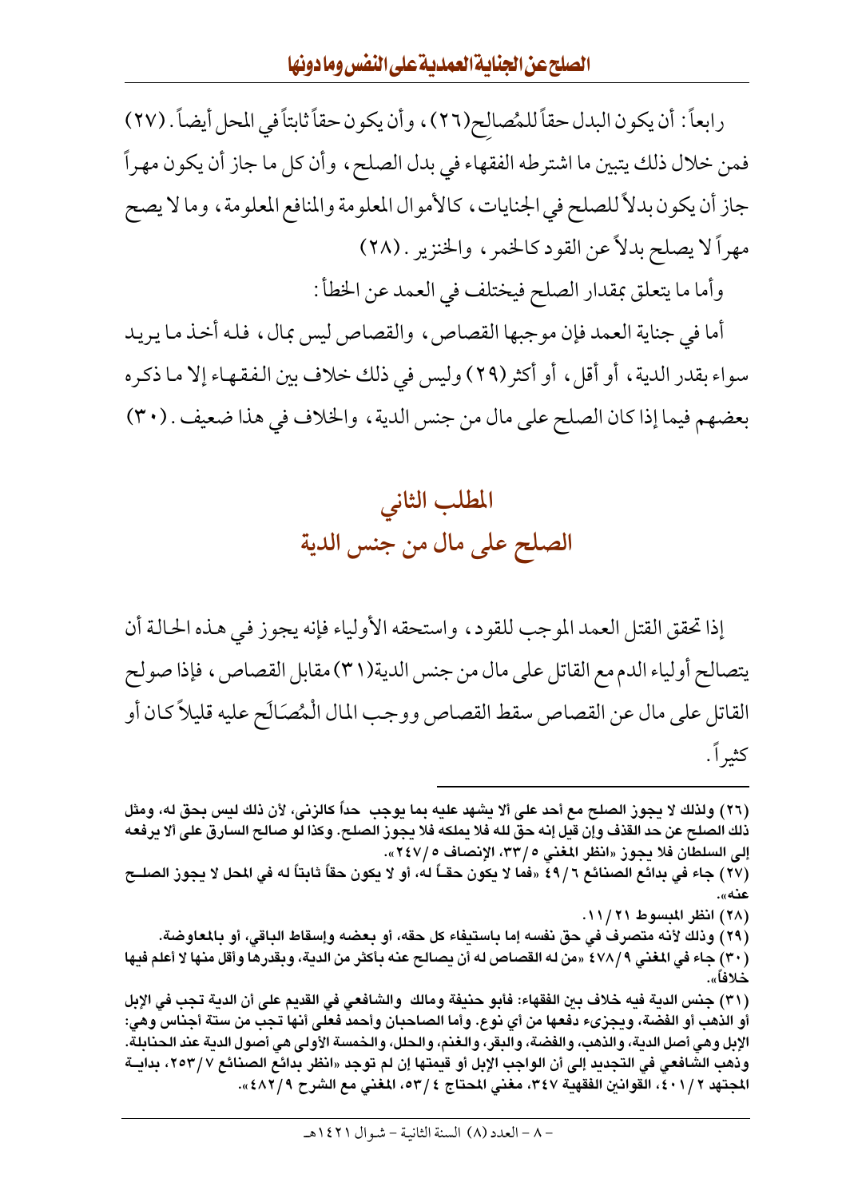رابعاً: أن يكون البدل حقاً للمُصالِح(٢٦)، وأن يكون حقاً ثابتاً في المحل أيضاً. (٢٧)

فمن خلال ذلك يتبين ما اشترطه الفقهاء في بدل الصلح، وأن كل ما جاز أن يكون مهراً جاز أن يكون بدلاً للصلح في الجنايات، كالأموال المعلومة والمنافع المعلومة، وما لا يصح مهراً لا يصلح بدلاً عن القود كالخمر، والخنزير. (٢٨)

وأما ما يتعلق بمقدار الصلح فيختلف في العمد عن الخطأ:

أما في جناية العمد فإن موجبها القصاص، والقصاص ليس بمال، فله أخذ ما يريد سواء بقدر الدية، أو أقل، أو أكثر(٢٩) وليس في ذلك خلاف بين الفقهاء إلا ما ذكره بعضهم فيما إذا كان الصلح على مال من جنس الدية، والخلاف في هذا ضعيف. (٣٠)

## المطلب الثاني
## الصلح على مال من جنس الدية

إذا تحقق القتل العمد الموجب للقود، واستحقه الأولياء فإنه يجوز في هذه الحالة أن يتصالح أولياء الدم مع القاتل على مال من جنس الدية(٣١) مقابل القصاص، فإذا صولح القاتل على مال عن القصاص سقط القصاص ووجب المال الْمُصَالَح عليه قليلاً كان أو كثيراً.

---

(٢٦) ولذلك لا يجوز الصلح مع أحد على ألا يشهد عليه بما يوجب حداً كالزنى، لأن ذلك ليس بحق له، ومثل ذلك الصلح عن حد القذف وإن قيل إنه حق لله فلا يملكه فلا يجوز الصلح. وكذا لو صالح السارق على ألا يرفعه إلى السلطان فلا يجوز «انظر المغني ٥/٣٣، الإنصاف ٥/٢٤٧».

(٢٧) جاء في بدائع الصنائع ٦/٤٩ «فما لا يكون حقاً له، أو لا يكون حقاً ثابتاً له في المحل لا يجوز الصلح عنه».

(٢٨) انظر المبسوط ٢١/١١.

(٢٩) وذلك لأنه متصرف في حق نفسه إما باستيفاء كل حقه، أو بعضه وإسقاط الباقي، أو بالمعاوضة.

(٣٠) جاء في المغني ٩/٤٧٨ «من له القصاص له أن يصالح عنه بأكثر من الدية، وبقدرها وأقل منها لا أعلم فيها خلافاً».

(٣١) جنس الدية فيه خلاف بين الفقهاء: فأبو حنيفة ومالك والشافعي في القديم على أن الدية تجب في الإبل أو الذهب أو الفضة، ويجزىء دفعها من أي نوع. وأما الصاحبان وأحمد فعلى أنها تجب من ستة أجناس وهي: الإبل وهي أصل الدية، والذهب، والفضة، والبقر، والغنم، والحلل، والخمسة الأولى هي أصول الدية عند الحنابلة. وذهب الشافعي في التجديد إلى أن الواجب الإبل أو قيمتها إن لم توجد «انظر بدائع الصنائع ٧/٢٥٣، بداية المجتهد ٢/٤٠١، القوانين الفقهية ٣٤٧، مغني المحتاج ٤/٥٣، المغني مع الشرح ٩/٤٨٢».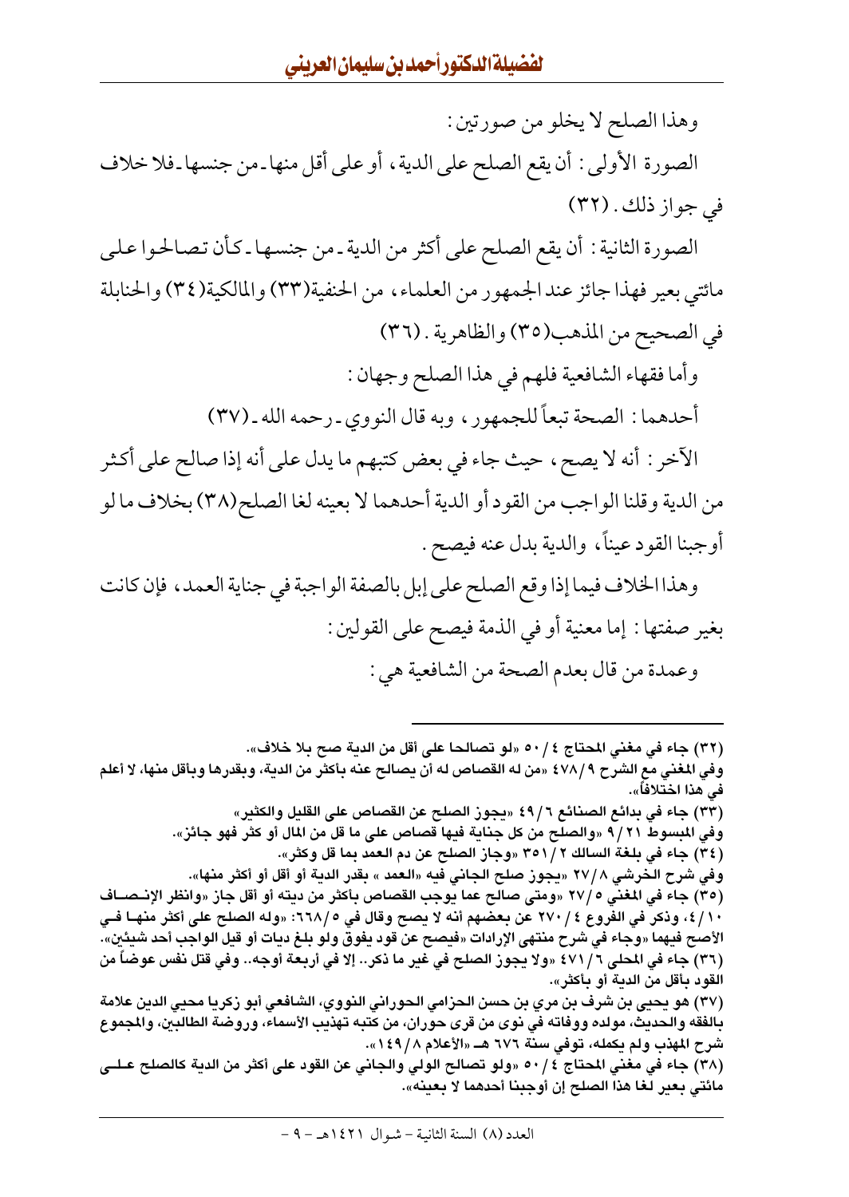وهذا الصلح لا يخلو من صورتين:

الصورة الأولى: أن يقع الصلح على الدية، أو على أقل منها ـ من جنسها ـ فلا خلاف في جواز ذلك. (٣٢)

الصورة الثانية: أن يقع الصلح على أكثر من الدية ـ من جنسها ـ كأن تصالحوا على مائتي بعير فهذا جائز عند الجمهور من العلماء، من الحنفية(٣٣) والمالكية(٣٤) والحنابلة في الصحيح من المذهب(٣٥) والظاهرية. (٣٦)

وأما فقهاء الشافعية فلهم في هذا الصلح وجهان:

أحدهما: الصحة تبعاً للجمهور، وبه قال النووي ـ رحمه الله ـ (٣٧)

الآخر: أنه لا يصح، حيث جاء في بعض كتبهم ما يدل على أنه إذا صالح على أكثر من الدية وقلنا الواجب من القود أو الدية أحدهما لا بعينه لغا الصلح(٣٨) بخلاف ما لو أوجبنا القود عيناً، والدية بدل عنه فيصح.

وهذا الخلاف فيما إذا وقع الصلح على إبل بالصفة الواجبة في جناية العمد، فإن كانت بغير صفتها: إما معنية أو في الذمة فيصح على القولين:

وعمدة من قال بعدم الصحة من الشافعية هي:

---

(٣٢) جاء في مغني المحتاج ٤/ ٥٠ «لو تصالحا على أقل من الدية صح بلا خلاف».
وفي المغني مع الشرح ٩/ ٤٧٨ «من له القصاص له أن يصالح عنه بأكثر من الدية، وبقدرها وبأقل منها، لا أعلم في هذا اختلافاً».

(٣٣) جاء في بدائع الصنائع ٦/ ٤٩ «يجوز الصلح عن القصاص على القليل والكثير»
وفي المبسوط ٢١/ ٩ «والصلح من كل جناية فيها قصاص على ما قل من المال أو كثر فهو جائز».

(٣٤) جاء في بلغة السالك ٢/ ٣٥١ «وجاز الصلح عن دم العمد بما قل وكثر».
وفي شرح الخرشي ٨/ ٢٧ «يجوز صلح الجاني فيه «العمد» بقدر الدية أو أقل أو أكثر منها».

(٣٥) جاء في المغني ٥/ ٢٧ «ومتى صالح عما يوجب القصاص بأكثر من ديته أو أقل جاز «وانظر الإنصاف ١٠/ ٤، وذكر في الفروع ٤/ ٢٧٠ عن بعضهم أنه لا يصح وقال في ٥/ ٦٦٨: «وله الصلح على أكثر منها في الأصح فيهما «وجاء في شرح منتهى الإرادات «فيصح عن قود يفوق ولو بلغ ديات أو قيل الواجب أحد شيئين».

(٣٦) جاء في المحلى ٦/ ٤٧١ «ولا يجوز الصلح في غير ما ذكر.. إلا في أربعة أوجه.. وفي قتل نفس عوضاً من القود بأقل من الدية أو بأكثر».

(٣٧) هو يحيى بن شرف بن مري بن حسن الحزامي الحوراني النووي، الشافعي أبو زكريا محيي الدين علامة بالفقه والحديث، مولده ووفاته في نوى من قرى حوران، من كتبه تهذيب الأسماء، وروضة الطالبين، والمجموع شرح المهذب ولم يكمله، توفي سنة ٦٧٦ هـ «الأعلام ٨/ ١٤٩».

(٣٨) جاء في مغني المحتاج ٤/ ٥٠ «ولو تصالح الولي والجاني عن القود على أكثر من الدية كالصلح على مائتي بعير لغا هذا الصلح إن أوجبنا أحدهما لا بعينه».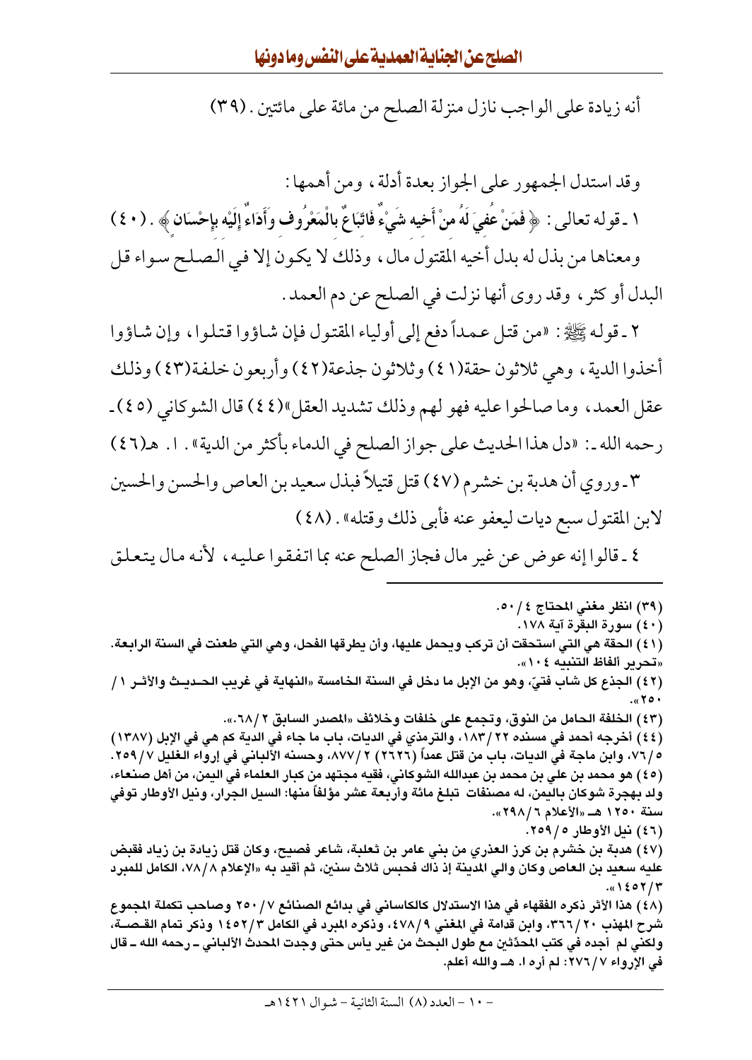أنه زيادة على الواجب نازل منزلة الصلح من مائة على مائتين. (٣٩)

وقد استدل الجمهور على الجواز بعدة أدلة، ومن أهمها:

١ ـ قوله تعالى: ﴿فَمَنْ عُفِيَ لَهُ مِنْ أَخِيهِ شَيْءٌ فَاتِّبَاعٌ بِالْمَعْرُوفِ وَأَدَاءٌ إِلَيْهِ بِإِحْسَانٍ﴾. (٤٠) ومعناها من بذل له بدل أخيه المقتول مال، وذلك لا يكون إلا في الصلح سواء قل البدل أو كثر، وقد روى أنها نزلت في الصلح عن دم العمد.

٢ ـ قوله ﷺ: «من قتل عمداً دفع إلى أولياء المقتول فإن شاؤوا قتلوا، وإن شاؤوا أخذوا الدية، وهي ثلاثون حقة(٤١) وثلاثون جذعة(٤٢) وأربعون خلفة(٤٣) وذلك عقل العمد، وما صالحوا عليه فهو لهم وذلك تشديد العقل»(٤٤) قال الشوكاني (٤٥)ـ رحمه الله ـ: «دل هذا الحديث على جواز الصلح في الدماء بأكثر من الدية». ا. هـ(٤٦)

٣ ـ وروي أن هدبة بن خشرم (٤٧) قتل قتيلاً فبذل سعيد بن العاص والحسن والحسين لابن المقتول سبع ديات ليعفو عنه فأبى ذلك وقتله». (٤٨)

٤ ـ قالوا إنه عوض عن غير مال فجاز الصلح عنه بما اتفقوا عليه، لأنه مال يتعلق

---

(٣٩) انظر مغني المحتاج ٤/٥٠.

(٤٠) سورة البقرة آية ١٧٨.

(٤١) الحقة هي التي استحقت أن تركب ويحمل عليها، وأن يطرقها الفحل، وهي التي طعنت في السنة الرابعة. «تحرير ألفاظ التنبيه ١٠٤».

(٤٢) الجذع كل شاب فتيّ، وهو من الإبل ما دخل في السنة الخامسة «النهاية في غريب الحديث والأثر ١/٢٥٠».

(٤٣) الخلفة الحامل من النوق، وتجمع على خلفات وخلائف «المصدر السابق ٢/٦٨».

(٤٤) أخرجه أحمد في مسنده ٢٢/١٨٣، والترمذي في الديات، باب ما جاء في الدية كم هي في الإبل (١٣٨٧) ٥/٧٦، وابن ماجة في الديات، باب من قتل عمداً (٢٦٢٦) ٢/٨٧٧، وحسنه الألباني في إرواء الغليل ٧/٢٥٩.

(٤٥) هو محمد بن علي بن محمد بن عبدالله الشوكاني، فقيه مجتهد من كبار العلماء في اليمن، من أهل صنعاء، ولد بهجرة شوكان باليمن، له مصنفات تبلغ مائة وأربعة عشر مؤلفاً منها: السيل الجرار، ونيل الأوطار توفي سنة ١٢٥٠ هـ «الأعلام ٦/٢٩٨».

(٤٦) نيل الأوطار ٥/٢٥٩.

(٤٧) هدبة بن خشرم بن كرز العذري من بني عامر بن ثعلبة، شاعر فصيح، وكان قتل زيادة بن زياد فقبض عليه سعيد بن العاص وكان والي المدينة إذ ذاك فحبس ثلاث سنين، ثم أقيد به «الإعلام ٨/٧٨، الكامل للمبرد ٣/١٤٥٢».

(٤٨) هذا الأثر ذكره الفقهاء في هذا الاستدلال كالكاساني في بدائع الصنائع ٧/٢٥٠ وصاحب تكملة المجموع شرح المهذب ٢٠/٣٦٦، وابن قدامة في المغني ٩/٤٧٨، وذكره المبرد في الكامل ٣/١٤٥٢ وذكر تمام القصة، ولكني لم أجده في كتب المحدِّثين مع طول البحث من غير يأس حتى وجدت المحدث الألباني ـ رحمه الله ـ قال في الإرواء ٧/٢٧٦: لم أره ا. هـ والله أعلم.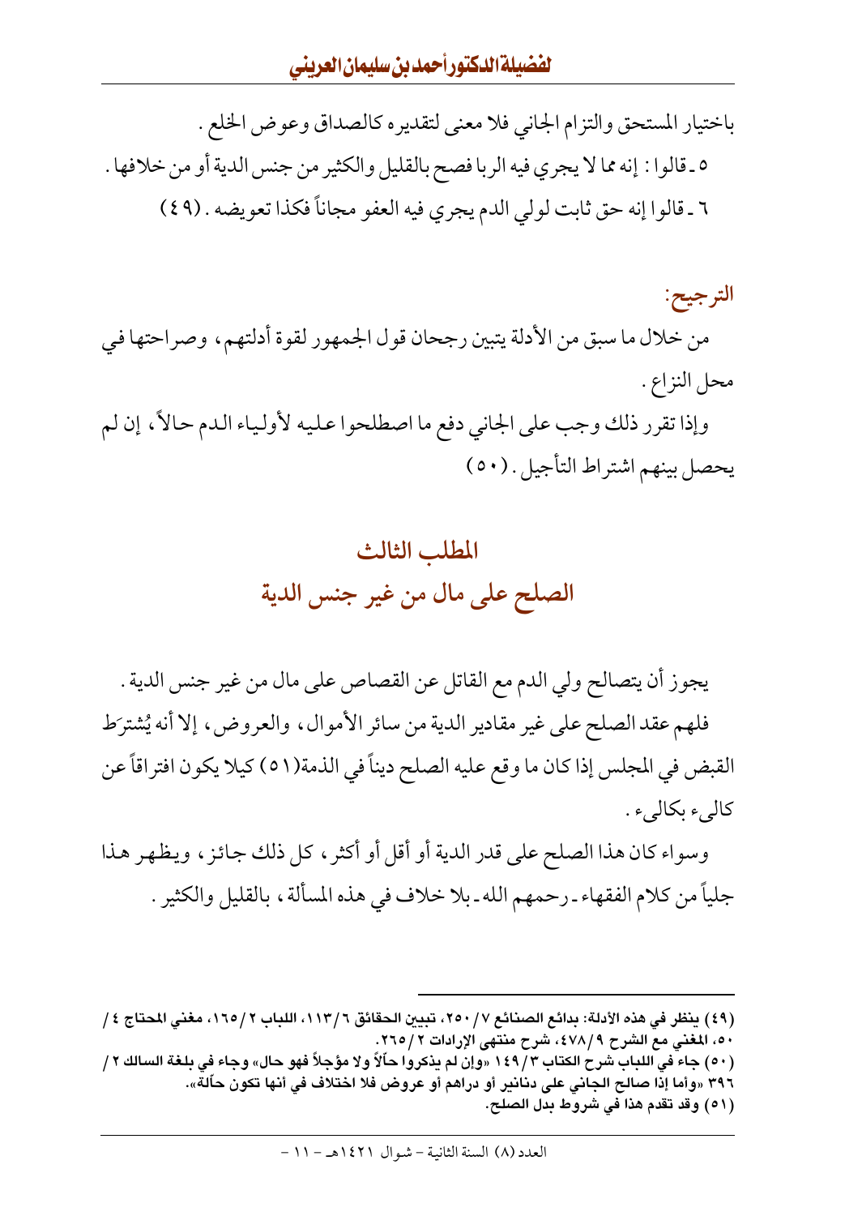باختيار المستحق والتزام الجاني فلا معنى لتقديره كالصداق وعوض الخلع .

٥ ـ قالوا : إنه مما لا يجري فيه الربا فصح بالقليل والكثير من جنس الدية أو من خلافها .

٦ ـ قالوا إنه حق ثابت لولي الدم يجري فيه العفو مجاناً فكذا تعويضه . (٤٩)

**الترجيح:**

من خلال ما سبق من الأدلة يتبين رجحان قول الجمهور لقوة أدلتهم، وصراحتها في محل النزاع .

وإذا تقرر ذلك وجب على الجاني دفع ما اصطلحوا عليه لأولياء الدم حالاً، إن لم يحصل بينهم اشتراط التأجيل . (٥٠)

## المطلب الثالث
## الصلح على مال من غير جنس الدية

يجوز أن يتصالح ولي الدم مع القاتل عن القصاص على مال من غير جنس الدية .

فلهم عقد الصلح على غير مقادير الدية من سائر الأموال، والعروض، إلا أنه يُشترَط القبض في المجلس إذا كان ما وقع عليه الصلح ديناً في الذمة(٥١) كيلا يكون افتراقاً عن كالىء بكالىء .

وسواء كان هذا الصلح على قدر الدية أو أقل أو أكثر، كل ذلك جائز، ويظهر هذا جلياً من كلام الفقهاء ـ رحمهم الله ـ بلا خلاف في هذه المسألة، بالقليل والكثير .

---

(٤٩) ينظر في هذه الأدلة: بدائع الصنائع ٧/ ٢٥٠، تبيين الحقائق ٦/ ١١٣، اللباب ٢/ ١٦٥، مغني المحتاج ٤/ ٥٠، المغني مع الشرح ٩/ ٤٧٨، شرح منتهى الإرادات ٢/ ٢٦٥.

(٥٠) جاء في اللباب شرح الكتاب ٣/ ١٤٩ «وإن لم يذكروا حالاً ولا مؤجلاً فهو حال» وجاء في بلغة السالك ٢/ ٣٩٦ «وأما إذا صالح الجاني على دنانير أو دراهم أو عروض فلا اختلاف في أنها تكون حالّة».

(٥١) وقد تقدم هذا في شروط بدل الصلح.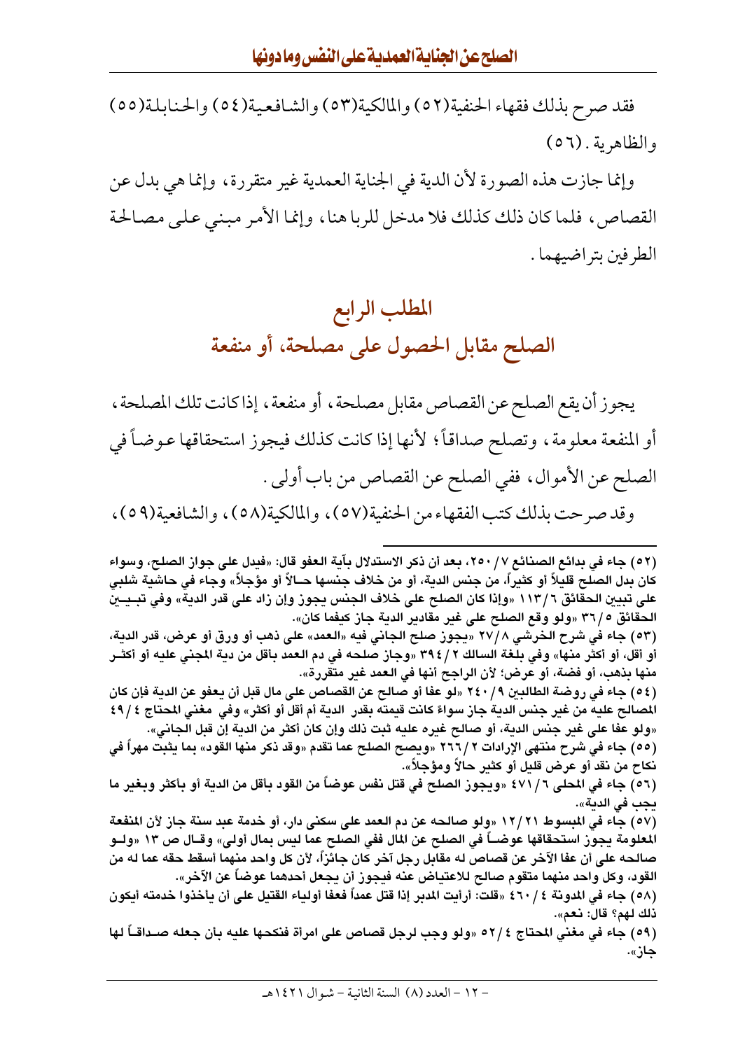فقد صرح بذلك فقهاء الحنفية(٥٢) والمالكية(٥٣) والشافعية(٥٤) والحنابلة(٥٥) والظاهرية. (٥٦)

وإنما جازت هذه الصورة لأن الدية في الجناية العمدية غير متقررة، وإنما هي بدل عن القصاص، فلما كان ذلك كذلك فلا مدخل للربا هنا، وإنما الأمر مبني على مصالحة الطرفين بتراضيهما.

## المطلب الرابع
## الصلح مقابل الحصول على مصلحة، أو منفعة

يجوز أن يقع الصلح عن القصاص مقابل مصلحة، أو منفعة، إذا كانت تلك المصلحة، أو المنفعة معلومة، وتصلح صداقاً؛ لأنها إذا كانت كذلك فيجوز استحقاقها عوضاً في الصلح عن الأموال، ففي الصلح عن القصاص من باب أولى.

وقد صرحت بذلك كتب الفقهاء من الحنفية(٥٧)، والمالكية(٥٨)، والشافعية(٥٩)،

---

(٥٢) جاء في بدائع الصنائع ٧/ ٢٥٠، بعد أن ذكر الاستدلال بآية العفو قال: «فيدل على جواز الصلح، وسواء كان بدل الصلح قليلاً أو كثيراً، من جنس الدية، أو من خلاف جنسها حالاً أو مؤجلاً» وجاء في حاشية شلبي على تبيين الحقائق ٦/ ١١٣ «وإذا كان الصلح على خلاف الجنس يجوز وإن زاد على قدر الدية» وفي تبيين الحقائق ٥/ ٣٦ «ولو وقع الصلح على غير مقادير الدية جاز كيفما كان».

(٥٣) جاء في شرح الخرشي ٨/ ٢٧ «يجوز صلح الجاني فيه «العمد» على ذهب أو ورق أو عرض، قدر الدية، أو أقل، أو أكثر منها» وفي بلغة السالك ٢/ ٣٩٤ «وجاز صلحه في دم العمد بأقل من دية المجني عليه أو أكثر منها بذهب، أو فضة، أو عرض؛ لأن الراجح أنها في العمد غير متقررة».

(٥٤) جاء في روضة الطالبين ٩/ ٢٤٠ «لو عفا أو صالح عن القصاص على مال قبل أن يعفو عن الدية فإن كان المصالح عليه من غير جنس الدية جاز سواءً كانت قيمته بقدر الدية أم أقل أو أكثر» وفي مغني المحتاج ٤/ ٤٩ «ولو عفا على غير جنس الدية، أو صالح غيره عليه ثبت ذلك وإن كان أكثر من الدية إن قبل الجاني».

(٥٥) جاء في شرح منتهى الإرادات ٢/ ٢٦٦ «ويصح الصلح عما تقدم «وقد ذكر منها القود» بما يثبت مهراً في نكاح من نقد أو عرض قليل أو كثير حالاً ومؤجلاً».

(٥٦) جاء في المحلى ٦/ ٤٧١ «ويجوز الصلح في قتل نفس عوضاً من القود بأقل من الدية أو بأكثر وبغير ما يجب في الدية».

(٥٧) جاء في المبسوط ٢١/ ١٢ «ولو صالحه عن دم العمد على سكنى دار، أو خدمة عبد سنة جاز لأن المنفعة المعلومة يجوز استحقاقها عوضاً في الصلح عن المال ففي الصلح عما ليس بمال أولى» وقال ص ١٣ «ولو صالحه على أن عفا الآخر عن قصاص له مقابل رجل آخر كان جائزاً، لأن كل واحد منهما أسقط حقه عما له من القود، وكل واحد منهما متقوم صالح للاعتياض عنه فيجوز أن يجعل أحدهما عوضاً عن الآخر».

(٥٨) جاء في المدونة ٤/ ٤٦٠ «قلت: أرأيت المدبر إذا قتل عمداً فعفا أولياء القتيل على أن يأخذوا خدمته أيكون ذلك لهم؟ قال: نعم».

(٥٩) جاء في مغني المحتاج ٤/ ٥٢ «ولو وجب لرجل قصاص على امرأة فنكحها عليه بأن جعله صداقاً لها جاز».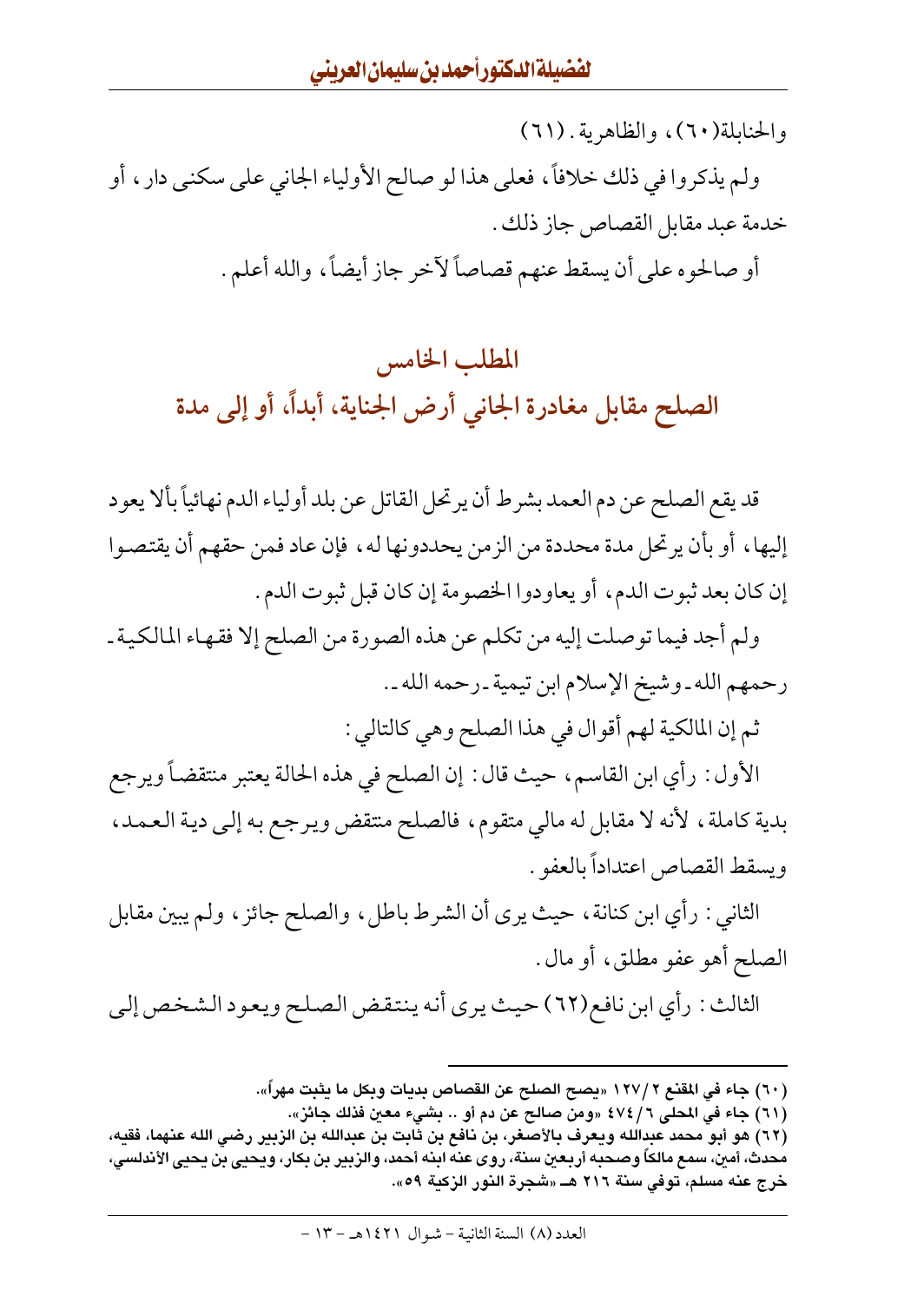والحنابلة(٦٠)، والظاهرية. (٦١)

ولم يذكروا في ذلك خلافاً، فعلى هذا لو صالح الأولياء الجاني على سكنى دار، أو خدمة عبد مقابل القصاص جاز ذلك.

أو صالحوه على أن يسقط عنهم قصاصاً لآخر جاز أيضاً، والله أعلم.

## المطلب الخامس

## الصلح مقابل مغادرة الجاني أرض الجناية، أبداً، أو إلى مدة

قد يقع الصلح عن دم العمد بشرط أن يرتحل القاتل عن بلد أولياء الدم نهائياً بألا يعود إليها، أو بأن يرتحل مدة محددة من الزمن يحددونها له، فإن عاد فمن حقهم أن يقتصوا إن كان بعد ثبوت الدم، أو يعاودوا الخصومة إن كان قبل ثبوت الدم.

ولم أجد فيما توصلت إليه من تكلم عن هذه الصورة من الصلح إلا فقهاء المالكية - رحمهم الله - وشيخ الإسلام ابن تيمية - رحمه الله -.

ثم إن المالكية لهم أقوال في هذا الصلح وهي كالتالي:

الأول: رأي ابن القاسم، حيث قال: إن الصلح في هذه الحالة يعتبر منتقضاً ويرجع بدية كاملة، لأنه لا مقابل له مالي متقوم، فالصلح منتقض ويرجع به إلى دية العمد، ويسقط القصاص اعتداداً بالعفو.

الثاني: رأي ابن كنانة، حيث يرى أن الشرط باطل، والصلح جائز، ولم يبين مقابل الصلح أهو عفو مطلق، أو مال.

الثالث: رأي ابن نافع(٦٢) حيث يرى أنه ينتقض الصلح ويعود الشخص إلى

---

(٦٠) جاء في المقنع ٢/١٢٧ «يصح الصلح عن القصاص بديات وبكل ما يثبت مهراً».

(٦١) جاء في المحلى ٦/٤٧٤ «ومن صالح عن دم أو .. بشيء معين فذلك جائز».

(٦٢) هو أبو محمد عبدالله ويعرف بالأصغر، بن نافع بن ثابت بن عبدالله بن الزبير رضي الله عنهما، فقيه، محدث، أمين، سمع مالكاً وصحبه أربعين سنة، روى عنه ابنه أحمد، والزبير بن بكار، ويحيى بن يحيى الأندلسي، خرج عنه مسلم، توفي سنة ٢١٦ هـ «شجرة النور الزكية ٥٩».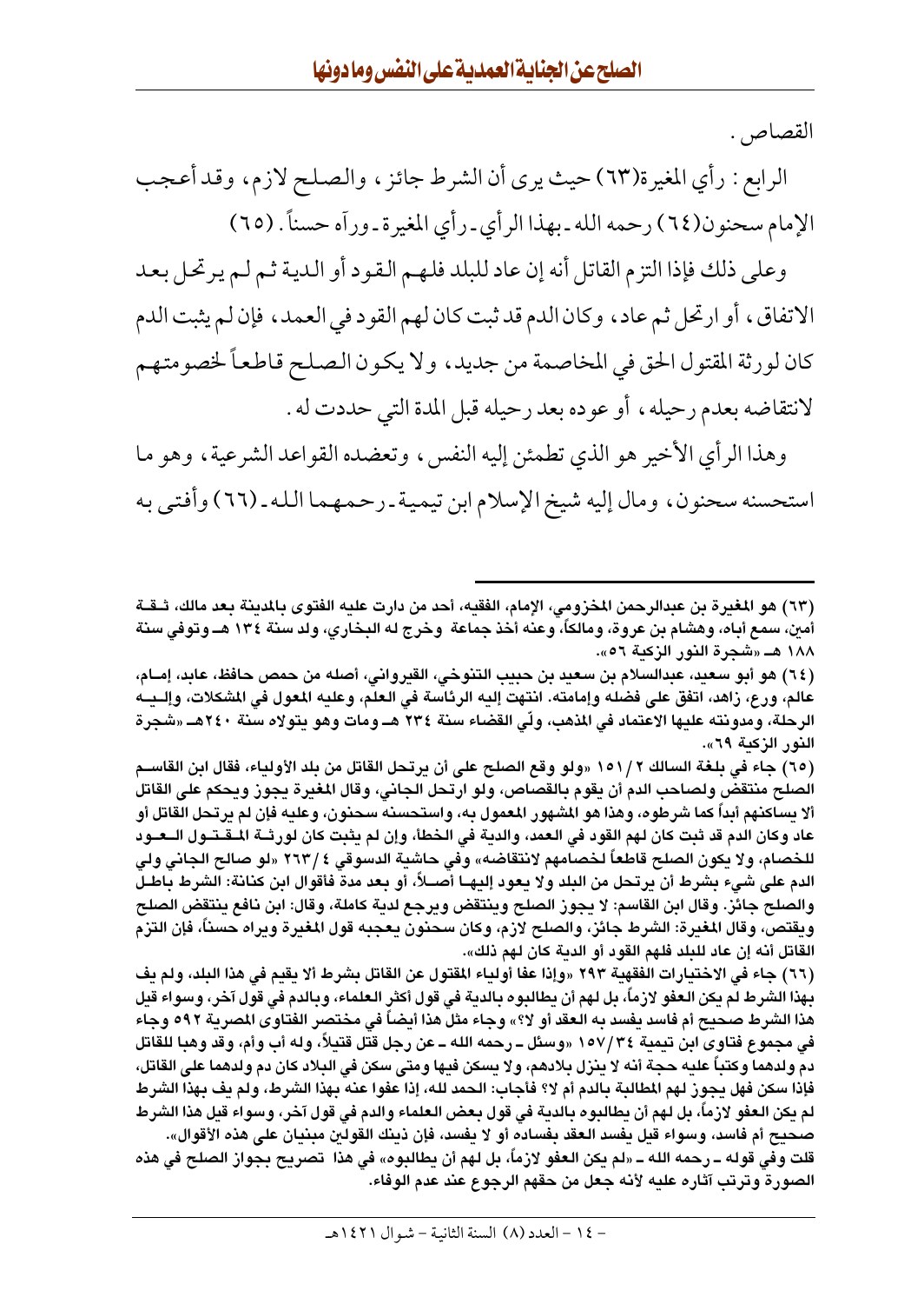القصاص .

الرابع : رأي المغيرة(٦٣) حيث يرى أن الشرط جائز، والصلح لازم، وقد أعجب الإمام سحنون(٦٤) رحمه الله ـ بهذا الرأي ـ رأي المغيرة ـ ورآه حسناً . (٦٥)

وعلى ذلك فإذا التزم القاتل أنه إن عاد للبلد فلهم القود أو الدية ثم لم يرتحل بعد الاتفاق، أو ارتحل ثم عاد، وكان الدم قد ثبت كان لهم القود في العمد، فإن لم يثبت الدم كان لورثة المقتول الحق في المخاصمة من جديد، ولا يكون الصلح قاطعاً لخصومتهم لانتقاضه بعدم رحيله، أو عوده بعد رحيله قبل المدة التي حددت له .

وهذا الرأي الأخير هو الذي تطمئن إليه النفس، وتعضده القواعد الشرعية، وهو ما استحسنه سحنون، ومال إليه شيخ الإسلام ابن تيمية ـ رحمهما الله ـ (٦٦) وأفتى به

---

(٦٣) هو المغيرة بن عبدالرحمن المخزومي، الإمام، الفقيه، أحد من دارت عليه الفتوى بالمدينة بعد مالك، ثقة أمين، سمع أباه، وهشام بن عروة، ومالكاً، وعنه أخذ جماعة وخرج له البخاري، ولد سنة ١٣٤ هـ وتوفي سنة ١٨٨ هـ «شجرة النور الزكية ٥٦».

(٦٤) هو أبو سعيد، عبدالسلام بن سعيد بن حبيب التنوخي، القيرواني، أصله من حمص حافظ، عابد، إمام، عالم، ورع، زاهد، اتفق على فضله وإمامته. انتهت إليه الرئاسة في العلم، وعليه المعول في المشكلات، وإليه الرحلة، ومدونته عليها الاعتماد في المذهب، ولّي القضاء سنة ٢٣٤ هـ ومات وهو يتولاه سنة ٢٤٠هـ «شجرة النور الزكية ٦٩».

(٦٥) جاء في بلغة السالك ٢/١٥١ «ولو وقع الصلح على أن يرتحل القاتل من بلد الأولياء، فقال ابن القاسم الصلح منتقض ولصاحب الدم أن يقوم بالقصاص، ولو ارتحل الجاني، وقال المغيرة يجوز ويحكم على القاتل ألا يساكنهم أبداً كما شرطوه، وهذا هو المشهور المعمول به، واستحسنه سحنون، وعليه فإن لم يرتحل القاتل أو عاد وكان الدم قد ثبت كان لهم القود في العمد، والدية في الخطأ، وإن لم يثبت كان لورثة المقتول العود للخصام، ولا يكون الصلح قاطعاً لخصامهم لانتقاضه» وفي حاشية الدسوقي ٤/٢٦٣ «لو صالح الجاني ولي الدم على شيء بشرط أن يرتحل من البلد ولا يعود إليها أصلاً، أو بعد مدة فأقوال ابن كنانة: الشرط باطل والصلح جائز. وقال ابن القاسم: لا يجوز الصلح وينتقض ويرجع لدية كاملة، وقال: ابن نافع ينتقض الصلح ويقتص، وقال المغيرة: الشرط جائز، والصلح لازم، وكان سحنون يعجبه قول المغيرة ويراه حسناً، فإن التزم القاتل أنه إن عاد للبلد فلهم القود أو الدية كان لهم ذلك».

(٦٦) جاء في الاختيارات الفقهية ٢٩٣ «وإذا عفا أولياء المقتول عن القاتل بشرط ألا يقيم في هذا البلد، ولم يف بهذا الشرط لم يكن العفو لازماً، بل لهم أن يطالبوه بالدية في قول أكثر العلماء، وبالدم في قول آخر، وسواء قيل هذا الشرط صحيح أم فاسد يفسد به العقد أو لا؟» وجاء مثل هذا أيضاً في مختصر الفتاوى المصرية ٥٩٢ وجاء في مجموع فتاوى ابن تيمية ٣٤/١٥٧ «وسئل ـ رحمه الله ـ عن رجل قتل قتيلاً، وله أب وأم، وقد وهبا للقاتل دم ولدهما وكتبا عليه حجة أنه لا ينزل بلادهم، ولا يسكن فيها ومتى سكن في البلاد كان دم ولدهما على القاتل، فإذا سكن فهل يجوز لهم المطالبة بالدم أم لا؟ فأجاب: الحمد لله، إذا عفوا عنه بهذا الشرط، ولم يف بهذا الشرط لم يكن العفو لازماً، بل لهم أن يطالبوه بالدية في قول بعض العلماء والدم في قول آخر، وسواء قيل هذا الشرط صحيح أم فاسد، وسواء قيل يفسد العقد بفساده أو لا يفسد، فإن ذينك القولين مبنيان على هذه الأقوال».

قلت وفي قوله ـ رحمه الله ـ «لم يكن العفو لازماً، بل لهم أن يطالبوه» في هذا تصريح بجواز الصلح في هذه الصورة وترتب آثاره عليه لأنه جعل من حقهم الرجوع عند عدم الوفاء.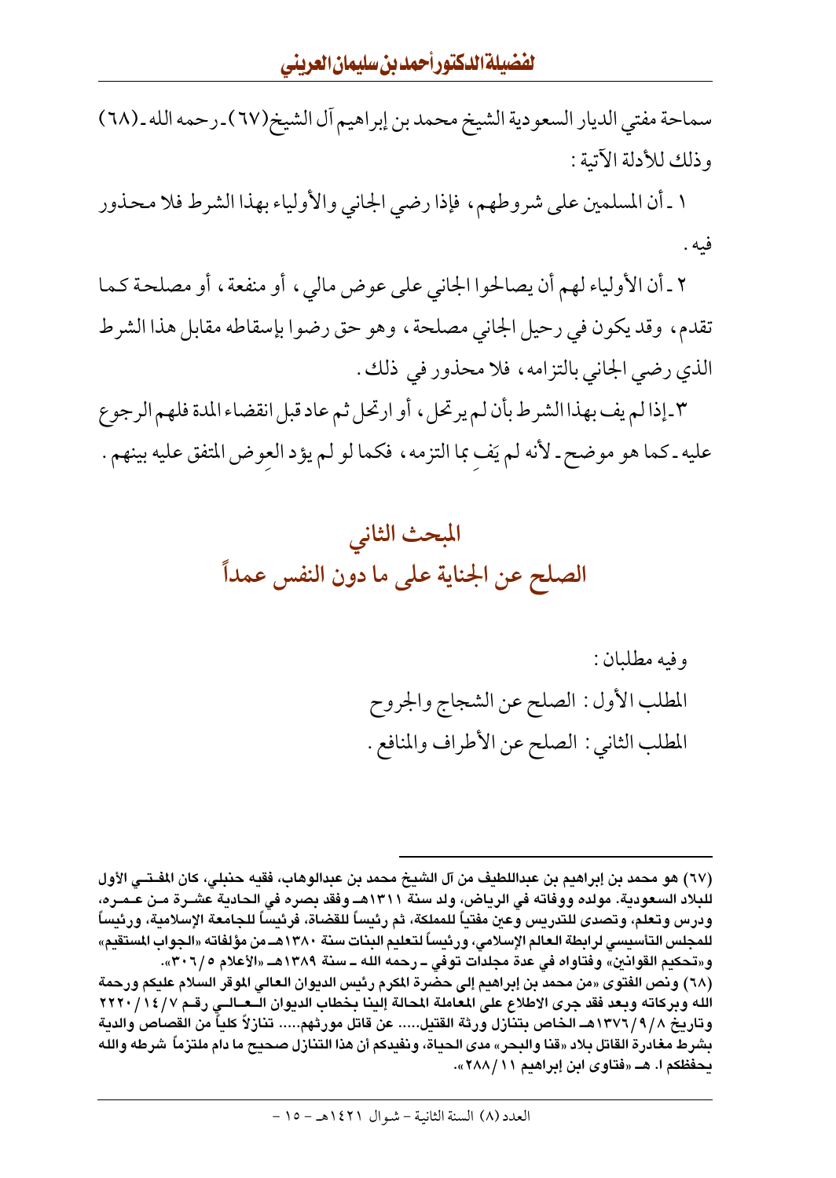سماحة مفتي الديار السعودية الشيخ محمد بن إبراهيم آل الشيخ(٦٧) ـ رحمه الله ـ (٦٨) وذلك للأدلة الآتية :

١ ـ أن المسلمين على شروطهم، فإذا رضي الجاني والأولياء بهذا الشرط فلا محذور فيه .

٢ ـ أن الأولياء لهم أن يصالحوا الجاني على عوض مالي، أو منفعة، أو مصلحة كما تقدم، وقد يكون في رحيل الجاني مصلحة، وهو حق رضوا بإسقاطه مقابل هذا الشرط الذي رضي الجاني بالتزامه، فلا محذور في ذلك .

٣ ـ إذا لم يف بهذا الشرط بأن لم يرتحل، أو ارتحل ثم عاد قبل انقضاء المدة فلهم الرجوع عليه ـ كما هو موضح ـ لأنه لم يَفِ بما التزمه، فكما لو لم يؤد العِوض المتفق عليه بينهم .

## المبحث الثاني
## الصلح عن الجناية على ما دون النفس عمداً

وفيه مطلبان :

المطلب الأول : الصلح عن الشجاج والجروح

المطلب الثاني : الصلح عن الأطراف والمنافع .

---

**(٦٧) هو محمد بن إبراهيم بن عبداللطيف من آل الشيخ محمد بن عبدالوهاب، فقيه حنبلي، كان المفتي الأول للبلاد السعودية. مولده ووفاته في الرياض، ولد سنة ١٣١١هـ وفقد بصره في الحادية عشرة من عمره، ودرس وتعلم، وتصدى للتدريس وعين مفتياً للمملكة، ثم رئيساً للقضاة، فرئيساً للجامعة الإسلامية، ورئيساً للمجلس التأسيسي لرابطة العالم الإسلامي، ورئيساً لتعليم البنات سنة ١٣٨٠هـ من مؤلفاته «الجواب المستقيم» و«تحكيم القوانين» وفتاواه في عدة مجلدات توفي ـ رحمه الله ـ سنة ١٣٨٩هـ «الأعلام ٥/٣٠٦».**

**(٦٨) ونص الفتوى «من محمد بن إبراهيم إلى حضرة المكرم رئيس الديوان العالي الموقر السلام عليكم ورحمة الله وبركاته وبعد فقد جرى الاطلاع على المعاملة المحالة إلينا بخطاب الديوان العالي رقم ٧/١٤/٢٢٢٠ وتاريخ ٨/٩/١٣٧٦هـ الخاص بتنازل ورثة القتيل..... عن قاتل مورثهم..... تنازلاً كلياً من القصاص والدية بشرط مغادرة القاتل بلاد «قنا والبحر» مدى الحياة، ونفيدكم أن هذا التنازل صحيح ما دام ملتزماً شرطه والله يحفظكم ا. هـ «فتاوى ابن إبراهيم ١١/٢٨٨».**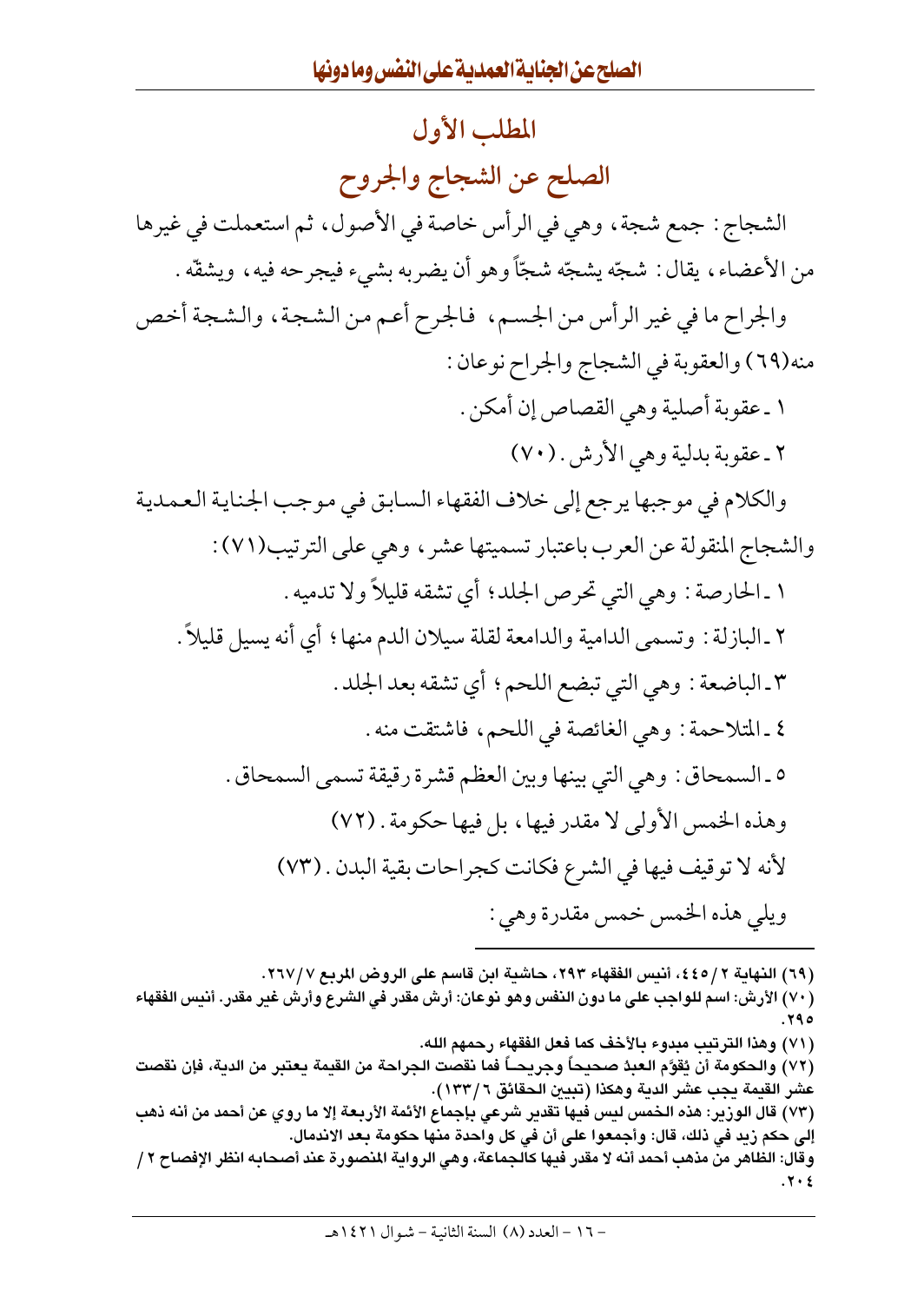## المطلب الأول

## الصلح عن الشجاج والجروح

الشجاج: جمع شجة، وهي في الرأس خاصة في الأصول، ثم استعملت في غيرها من الأعضاء، يقال: شجّه يشجّه شجّاً وهو أن يضربه بشيء فيجرحه فيه، ويشقّه.

والجراح ما في غير الرأس من الجسم، فالجرح أعم من الشجة، والشجة أخص منه(٦٩) والعقوبة في الشجاج والجراح نوعان:

١ ـ عقوبة أصلية وهي القصاص إن أمكن.

٢ ـ عقوبة بدلية وهي الأرش. (٧٠)

والكلام في موجبها يرجع إلى خلاف الفقهاء السابق في موجب الجناية العمدية

والشجاج المنقولة عن العرب باعتبار تسميتها عشر، وهي على الترتيب(٧١):

١ ـ الحارصة: وهي التي تحرص الجلد؛ أي تشقه قليلاً ولا تدميه.

٢ ـ البازلة: وتسمى الدامية والدامعة لقلة سيلان الدم منها؛ أي أنه يسيل قليلاً.

٣ ـ الباضعة: وهي التي تبضع اللحم؛ أي تشقه بعد الجلد.

٤ ـ المتلاحمة: وهي الغائصة في اللحم، فاشتقت منه.

٥ ـ السمحاق: وهي التي بينها وبين العظم قشرة رقيقة تسمى السمحاق.

وهذه الخمس الأولى لا مقدر فيها، بل فيها حكومة. (٧٢)

لأنه لا توقيف فيها في الشرع فكانت كجراحات بقية البدن. (٧٣)

ويلي هذه الخمس خمس مقدرة وهي:

---

(٦٩) النهاية ٢ /٤٤٥، أنيس الفقهاء ٢٩٣، حاشية ابن قاسم على الروض المربع ٧ /٢٦٧.

(٧٠) الأرش: اسم للواجب على ما دون النفس وهو نوعان: أرش مقدر في الشرع وأرش غير مقدر. أنيس الفقهاء ٢٩٥.

(٧١) وهذا الترتيب مبدوء بالأخف كما فعل الفقهاء رحمهم الله.

(٧٢) والحكومة أن يُقوَّم العبدُ صحيحاً وجريحاً فما نقصت الجراحة من القيمة يعتبر من الدية، فإن نقصت عشر القيمة يجب عشر الدية وهكذا (تبيين الحقائق ٦ /١٣٣).

(٧٣) قال الوزير: هذه الخمس ليس فيها تقدير شرعي بإجماع الأئمة الأربعة إلا ما روي عن أحمد من أنه ذهب إلى حكم زيد في ذلك، قال: وأجمعوا على أن في كل واحدة منها حكومة بعد الاندمال.

وقال: الظاهر من مذهب أحمد أنه لا مقدر فيها كالجماعة، وهي الرواية المنصورة عند أصحابه انظر الإفصاح ٢ / ٢٠٤.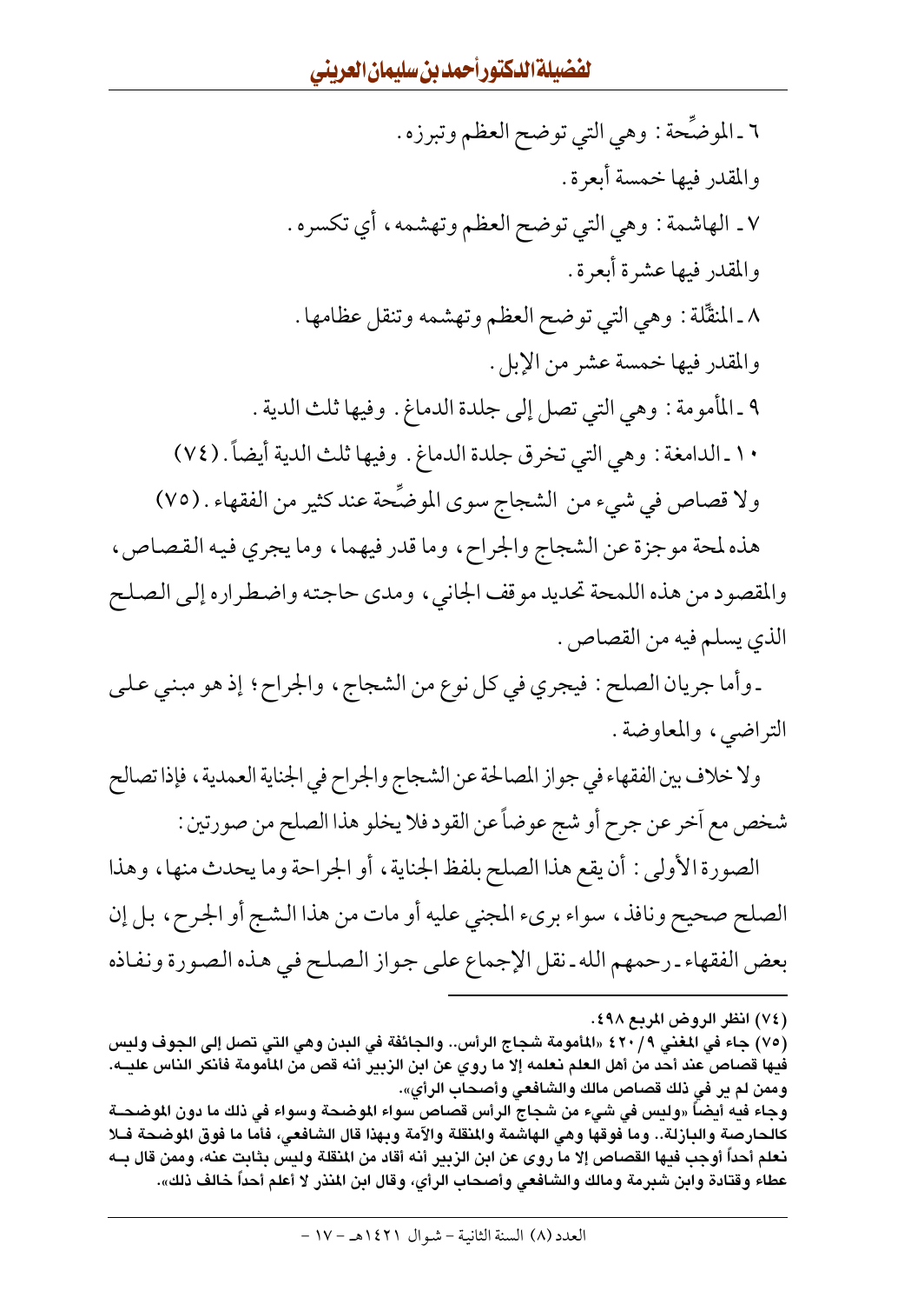٦ ـ الموضِّحة: وهي التي توضح العظم وتبرزه.

والمقدر فيها خمسة أبعرة.

٧ ـ الهاشمة: وهي التي توضح العظم وتهشمه، أي تكسره.

والمقدر فيها عشرة أبعرة.

٨ ـ المنقِّلة: وهي التي توضح العظم وتهشمه وتنقل عظامها.

والمقدر فيها خمسة عشر من الإبل.

٩ ـ المأمومة: وهي التي تصل إلى جلدة الدماغ. وفيها ثلث الدية.

١٠ ـ الدامغة: وهي التي تخرق جلدة الدماغ. وفيها ثلث الدية أيضاً. (٧٤)

ولا قصاص في شيء من الشجاج سوى الموضِّحة عند كثير من الفقهاء. (٧٥)

هذه لمحة موجزة عن الشجاج والجراح، وما قدر فيهما، وما يجري فيه القصاص، والمقصود من هذه اللمحة تحديد موقف الجاني، ومدى حاجته واضطراره إلى الصلح الذي يسلم فيه من القصاص.

ـ وأما جريان الصلح: فيجري في كل نوع من الشجاج، والجراح؛ إذ هو مبني على التراضي، والمعاوضة.

ولا خلاف بين الفقهاء في جواز المصالحة عن الشجاج والجراح في الجناية العمدية، فإذا تصالح شخص مع آخر عن جرح أو شج عوضاً عن القود فلا يخلو هذا الصلح من صورتين:

الصورة الأولى: أن يقع هذا الصلح بلفظ الجناية، أو الجراحة وما يحدث منها، وهذا الصلح صحيح ونافذ، سواء برىء المجني عليه أو مات من هذا الشج أو الجرح، بل إن بعض الفقهاء ـ رحمهم الله ـ نقل الإجماع على جواز الصلح في هذه الصورة ونفاذه

---

**(٧٤) انظر الروض المربع ٤٩٨.**

**(٧٥) جاء في المغني ٩/ ٤٢٠ «المأمومة شجاج الرأس.. والجائفة في البدن وهي التي تصل إلى الجوف وليس فيها قصاص عند أحد من أهل العلم نعلمه إلا ما روي عن ابن الزبير أنه قص من المأمومة فأنكر الناس عليه. وممن لم ير في ذلك قصاص مالك والشافعي وأصحاب الرأي».**

**وجاء فيه أيضاً «وليس في شيء من شجاج الرأس قصاص سواء الموضحة وسواء في ذلك ما دون الموضحة كالحارصة والبازلة.. وما فوقها وهي الهاشمة والمنقلة والآمة وبهذا قال الشافعي، فأما ما فوق الموضحة فلا نعلم أحداً أوجب فيها القصاص إلا ما روى عن ابن الزبير أنه أقاد من المنقلة وليس بثابت عنه، وممن قال به عطاء وقتادة وابن شبرمة ومالك والشافعي وأصحاب الرأي، وقال ابن المنذر لا أعلم أحداً خالف ذلك».**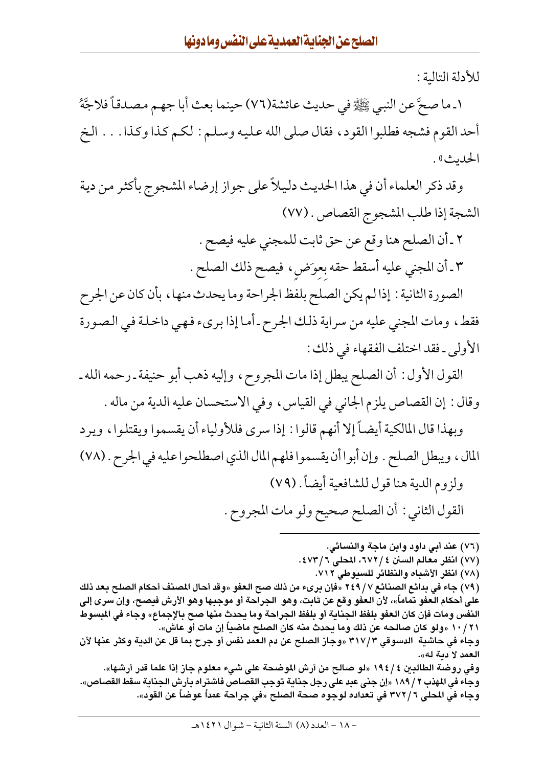للأدلة التالية :

١ـ ما صحَّ عن النبي ﷺ في حديث عائشة(٧٦) حينما بعث أبا جهم مصدقاً فلاجَّهُ أحد القوم فشجه فطلبوا القود، فقال صلى الله عليه وسلم : لكم كذا وكذا. . . الخ الحديث» .

وقد ذكر العلماء أن في هذا الحديث دليلاً على جواز إرضاء المشجوج بأكثر من دية الشجة إذا طلب المشجوج القصاص . (٧٧)

٢ ـ أن الصلح هنا وقع عن حق ثابت للمجني عليه فيصح .

٣ ـ أن المجني عليه أسقط حقه بِعِوَضٍ، فيصح ذلك الصلح .

الصورة الثانية : إذا لم يكن الصلح بلفظ الجراحة وما يحدث منها، بأن كان عن الجرح فقط، ومات المجني عليه من سراية ذلك الجرح ـ أما إذا برىء فهي داخلة في الصورة الأولى ـ فقد اختلف الفقهاء في ذلك :

القول الأول : أن الصلح يبطل إذا مات المجروح، وإليه ذهب أبو حنيفة ـ رحمه الله ـ وقال : إن القصاص يلزم الجاني في القياس، وفي الاستحسان عليه الدية من ماله .

وبهذا قال المالكية أيضاً إلا أنهم قالوا : إذا سرى فللأولياء أن يقسموا ويقتلوا، ويرد المال، ويبطل الصلح . وإن أبوا أن يقسموا فلهم المال الذي اصطلحوا عليه في الجرح . (٧٨)

ولزوم الدية هنا قول للشافعية أيضاً . (٧٩)

القول الثاني : أن الصلح صحيح ولو مات المجروح .

---

(٧٦) عند أبي داود وابن ماجة والنسائي.

(٧٧) انظر معالم السنن ٤ /٦٧٢، المحلى ٦ /٤٧٣.

(٧٨) انظر الأشباه والنظائر للسيوطي ٧١٢.

(٧٩) جاء في بدائع الصنائع ٧ /٢٤٩ «فإن برىء من ذلك صح العفو «وقد أحال المصنف أحكام الصلح بعد ذلك على أحكام العفو تماماً»، لأن العفو وقع عن ثابت، وهو الجراحة أو موجبها وهو الأرش فيصح، وإن سرى إلى النفس ومات فإن كان العفو بلفظ الجناية أو بلفظ الجراحة وما يحدث منها صح بالإجماع» وجاء في المبسوط ١٠ /٢١ «ولو كان صالحه عن ذلك وما يحدث منه كان الصلح ماضياً إن مات أو عاش».

وجاء في حاشية الدسوقي ٣ /٣١٧ «وجاز الصلح عن دم العمد نفس أو جرح بما قل عن الدية وكثر عنها لأن العمد لا دية له».

وفي روضة الطالبين ٤ /١٩٤ «لو صالح من أرش الموضحة على شيء معلوم جاز إذا علما قدر أرشها».

وجاء في المهذب ٢ /١٨٩ «إن جنى عبد على رجل جناية توجب القصاص فاشتراه بأرش الجناية سقط القصاص».

وجاء في المحلى ٦ /٣٧٢ في تعداده لوجوه صحة الصلح «في جراحة عمداً عوضاً عن القود».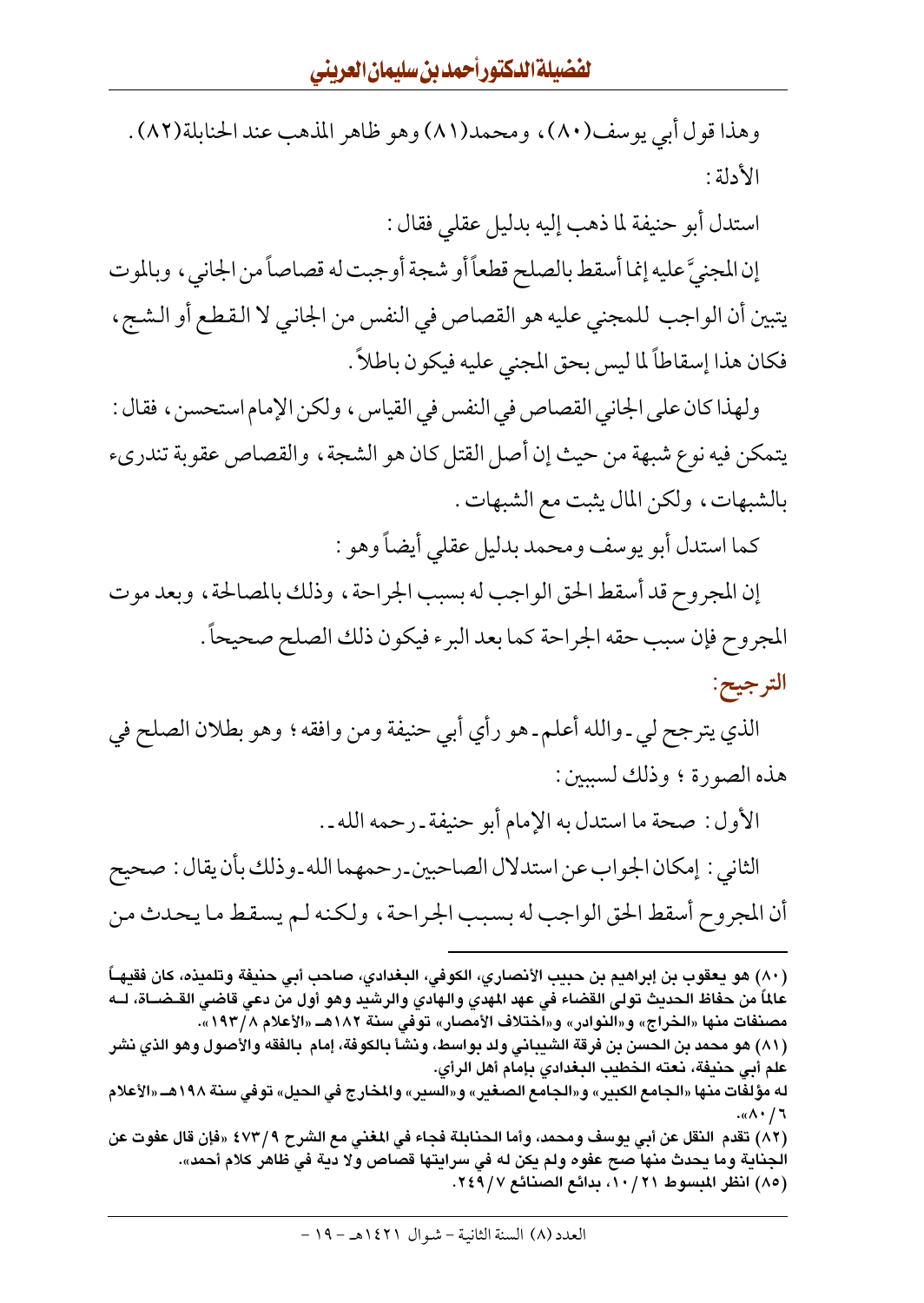وهذا قول أبي يوسف(٨٠)، ومحمد(٨١) وهو ظاهر المذهب عند الحنابلة(٨٢).

الأدلة:

استدل أبو حنيفة لما ذهب إليه بدليل عقلي فقال:

إن المجنيَّ عليه إنما أسقط بالصلح قطعاً أو شجة أوجبت له قصاصاً من الجاني، وبالموت يتبين أن الواجب للمجني عليه هو القصاص في النفس من الجاني لا القطع أو الشج، فكان هذا إسقاطاً لما ليس بحق المجني عليه فيكون باطلاً.

ولهذا كان على الجاني القصاص في النفس في القياس، ولكن الإمام استحسن، فقال: يتمكن فيه نوع شبهة من حيث إن أصل القتل كان هو الشجة، والقصاص عقوبة تندرىء بالشبهات، ولكن المال يثبت مع الشبهات.

كما استدل أبو يوسف ومحمد بدليل عقلي أيضاً وهو:

إن المجروح قد أسقط الحق الواجب له بسبب الجراحة، وذلك بالمصالحة، وبعد موت المجروح فإن سبب حقه الجراحة كما بعد البرء فيكون ذلك الصلح صحيحاً.

**الترجيح:**

الذي يترجح لي ـ والله أعلم ـ هو رأي أبي حنيفة ومن وافقه؛ وهو بطلان الصلح في هذه الصورة؛ وذلك لسببين:

الأول: صحة ما استدل به الإمام أبو حنيفة ـ رحمه الله ـ.

الثاني: إمكان الجواب عن استدلال الصاحبين ـ رحمهما الله ـ وذلك بأن يقال: صحيح أن المجروح أسقط الحق الواجب له بسبب الجراحة، ولكنه لم يسقط ما يحدث من

---

(٨٠) هو يعقوب بن إبراهيم بن حبيب الأنصاري، الكوفي، البغدادي، صاحب أبي حنيفة وتلميذه، كان فقيهاً عالماً من حفاظ الحديث تولى القضاء في عهد المهدي والهادي والرشيد وهو أول من دعي قاضي القضاة، له مصنفات منها «الخراج» و«النوادر» و«اختلاف الأمصار» توفي سنة ١٨٢هـ «الأعلام ٨/١٩٣».

(٨١) هو محمد بن الحسن بن فرقة الشيباني ولد بواسط، ونشأ بالكوفة، إمام بالفقه والأصول وهو الذي نشر علم أبي حنيفة، نعته الخطيب البغدادي بإمام أهل الرأي.

له مؤلفات منها «الجامع الكبير» و«الجامع الصغير» و«السير» والمخارج في الحيل» توفي سنة ١٩٨هـ «الأعلام ٦/٨٠».

(٨٢) تقدم النقل عن أبي يوسف ومحمد، وأما الحنابلة فجاء في المغني مع الشرح ٩/٤٧٣ «فإن قال عفوت عن الجناية وما يحدث منها صح عفوه ولم يكن له في سرايتها قصاص ولا دية في ظاهر كلام أحمد».

(٨٥) انظر المبسوط ٢١/١٠، بدائع الصنائع ٧/٢٤٩.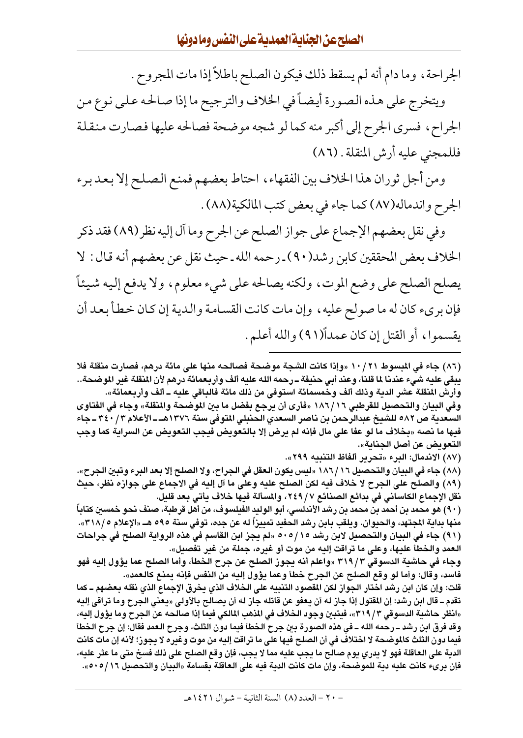الجراحة، وما دام أنه لم يسقط ذلك فيكون الصلح باطلاً إذا مات المجروح.

ويتخرج على هذه الصورة أيضاً في الخلاف والترجيح ما إذا صالحه على نوع من الجراح، فسرى الجرح إلى أكبر منه كما لو شجه موضحة فصالحه عليها فصارت منقلة فللمجني عليه أرش المنقلة. (٨٦)

ومن أجل ثوران هذا الخلاف بين الفقهاء، احتاط بعضهم فمنع الصلح إلا بعد برء الجرح واندماله(٨٧) كما جاء في بعض كتب المالكية(٨٨).

وفي نقل بعضهم الإجماع على جواز الصلح عن الجرح وما آل إليه نظر(٨٩) فقد ذكر الخلاف بعض المحققين كابن رشد(٩٠) ـ رحمه الله ـ حيث نقل عن بعضهم أنه قال: لا يصلح الصلح على وضع الموت، ولكنه يصالحه على شيء معلوم، ولا يدفع إليه شيئاً فإن برىء كان له ما صولح عليه، وإن مات كانت القسامة والدية إن كان خطأ بعد أن يقسموا، أو القتل إن كان عمداً(٩١) والله أعلم.

---

(٨٦) جاء في المبسوط ٢١/١٠ «وإذا كانت الشجة موضحة فصالحه منها على مائة درهم، فصارت منقلة فلا يبقى عليه شيء عندنا لما قلنا، وعند أبي حنيفة ـ رحمه الله عليه ألف وأربعمائة درهم لأن المنقلة غير الموضحة.. وأرش المنقلة عشر الدية وذلك ألف وخمسمائة استوفى من ذلك مائة فالباقي عليه ـ ألف وأربعمائة».
وفي البيان والتحصيل للقرطبي ١٨٦/١٦ «فأرى أن يرجع بفضل ما بين الموضحة والمنقلة» وجاء في الفتاوى السعدية ص ٥٨٢ للشيخ عبدالرحمن بن ناصر السعدي الحنبلي المتوفى سنة ١٣٧٦هـ ـ الأعلام ٣٤٠/٣ ـ جاء فيها ما نصه «بخلاف ما لو عفا على مال فإنه لم يرض إلا بالتعويض فيجب التعويض عن السراية كما وجب التعويض عن أصل الجناية».

(٨٧) الاندمال: البرء «تحرير ألفاظ التنبيه ٢٩٩».

(٨٨) جاء في البيان والتحصيل ١٨٦/١٦ «ليس يكون العقل في الجراح، ولا الصلح إلا بعد البرء وتبين الجرح».

(٨٩) والصلح على الجرح لا خلاف فيه لكن الصلح عليه وعلى ما آل إليه في الاجماع على جوازه نظر، حيث نقل الإجماع الكاساني في بدائع الصنائع ٢٤٩/٧، والمسألة فيها خلاف يأتي بعد قليل.

(٩٠) هو محمد بن أحمد بن محمد بن رشد الأندلسي، أبو الوليد الفيلسوف، من أهل قرطبة، صنف نحو خمسين كتاباً منها بداية المجتهد، والحيوان. ويلقب بابن رشد الحفيد تمييزاً له عن جده، توفي سنة ٥٩٥ هـ «الإعلام ٣١٨/٥».

(٩١) جاء في البيان والتحصيل لابن رشد ٥٠٥/١٥ «لم يجز ابن القاسم في هذه الرواية الصلح في جراحات العمد والخطأ عليها، وعلى ما تراقت إليه من موت أو غيره، جملة من غير تفصيل».
وجاء في حاشية الدسوقي ٣١٩/٣ «واعلم أنه يجوز الصلح عن جرح الخطأ، وأما الصلح عما يؤول إليه فهو فاسد، وقال: وأما لو وقع الصلح عن الجرح خطأ وعما يؤول إليه من النفس فإنه يمنع كالعمد».
قلت: وإن كان ابن رشد اختار الجواز لكن المقصود التنبيه على الخلاف الذي يخرق الإجماع الذي نقله بعضهم ـ كما تقدم ـ قال ابن رشد: إن المقتول إذا جاز له أن يعفو عن قاتله جاز له أن يصالح بالأولى «يعني الجرح وما تراقى إليه «انظر حاشية الدسوقي ٣١٩/٣»، فيتبين وجود الخلاف في المذهب المالكي فيما إذا صالحه عن الجرح وما يؤول إليه، وقد فرق ابن رشد ـ رحمه الله ـ في هذه الصورة بين جرح الخطأ فيما دون الثلث، وجرح العمد فقال: إن جرح الخطأ فيما دون الثلث كالموضحة لا اختلاف في أن الصلح فيها على ما تراقت إليه من موت وغيره لا يجوز؛ لأنه إن مات كانت الدية على العاقلة فهو لا يدري يوم صالح ما يجب عليه مما لا يجب، فإن وقع الصلح على ذلك فسخ متى ما عثر عليه، فإن برىء كانت عليه دية للموضحة، وإن مات كانت الدية فيه على العاقلة بقسامة «البيان والتحصيل ٥٠٥/١٦».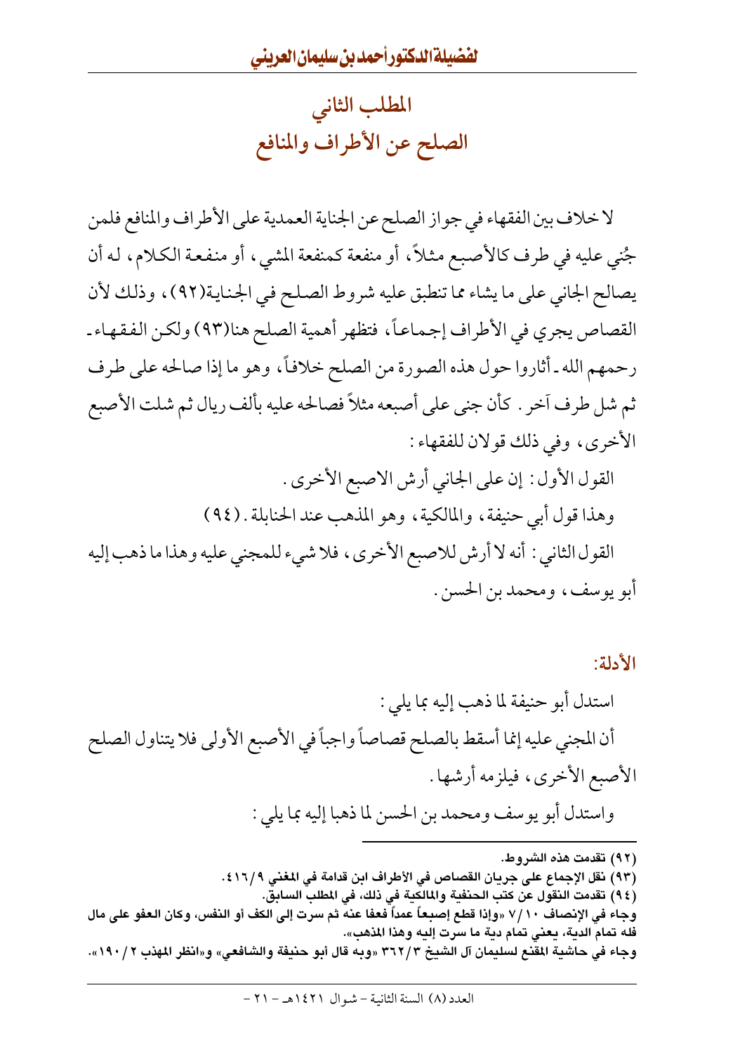## المطلب الثاني
## الصلح عن الأطراف والمنافع

لا خلاف بين الفقهاء في جواز الصلح عن الجناية العمدية على الأطراف والمنافع فلمن جُني عليه في طرف كالأصبع مثلاً، أو منفعة كمنفعة المشي، أو منفعة الكلام، له أن يصالح الجاني على ما يشاء مما تنطبق عليه شروط الصلح في الجناية(٩٢)، وذلك لأن القصاص يجري في الأطراف إجماعاً، فتظهر أهمية الصلح هنا(٩٣) ولكن الفقهاء ـ رحمهم الله ـ أثاروا حول هذه الصورة من الصلح خلافاً، وهو ما إذا صالحه على طرف ثم شل طرف آخر. كأن جنى على أصبعه مثلاً فصالحه عليه بألف ريال ثم شلت الأصبع الأخرى، وفي ذلك قولان للفقهاء:

القول الأول: إن على الجاني أرش الاصبع الأخرى.

وهذا قول أبي حنيفة، والمالكية، وهو المذهب عند الحنابلة. (٩٤)

القول الثاني: أنه لا أرش للاصبع الأخرى، فلا شيء للمجني عليه وهذا ما ذهب إليه أبو يوسف، ومحمد بن الحسن.

**الأدلة:**

استدل أبو حنيفة لما ذهب إليه بما يلي:

أن المجني عليه إنما أسقط بالصلح قصاصاً واجباً في الأصبع الأولى فلا يتناول الصلح الأصبع الأخرى، فيلزمه أرشها.

واستدل أبو يوسف ومحمد بن الحسن لما ذهبا إليه بما يلي:

---

(٩٢) تقدمت هذه الشروط.

(٩٣) نقل الإجماع على جريان القصاص في الأطراف ابن قدامة في المغني ٩/٤١٦.

(٩٤) تقدمت النقول عن كتب الحنفية والمالكية في ذلك، في المطلب السابق.

وجاء في الإنصاف ١٠/٧ «وإذا قطع إصبعاً عمداً فعفا عنه ثم سرت إلى الكف أو النفس، وكان العفو على مال فله تمام الدية، يعني تمام دية ما سرت إليه وهذا المذهب».

وجاء في حاشية المقنع لسليمان آل الشيخ ٣/٣٦٢ «وبه قال أبو حنيفة والشافعي» و«انظر المهذب ٢/١٩٠».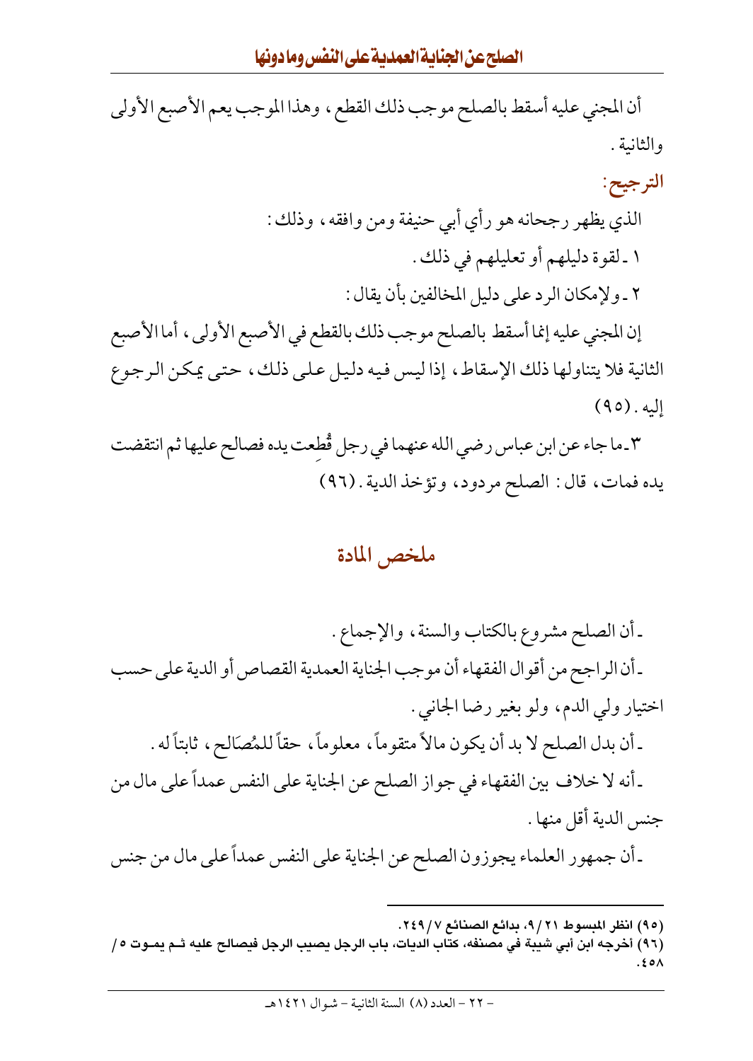أن المجني عليه أسقط بالصلح موجب ذلك القطع، وهذا الموجب يعم الأصبع الأولى والثانية.

**الترجيح:**

الذي يظهر رجحانه هو رأي أبي حنيفة ومن وافقه، وذلك:

١ ـ لقوة دليلهم أو تعليلهم في ذلك.

٢ ـ ولإمكان الرد على دليل المخالفين بأن يقال:

إن المجني عليه إنما أسقط بالصلح موجب ذلك بالقطع في الأصبع الأولى، أما الأصبع الثانية فلا يتناولها ذلك الإسقاط، إذا ليس فيه دليل على ذلك، حتى يمكن الرجوع إليه. (٩٥)

٣ ـ ما جاء عن ابن عباس رضي الله عنهما في رجل قُطِعت يده فصالح عليها ثم انتقضت يده فمات، قال: الصلح مردود، وتؤخذ الدية. (٩٦)

## ملخص المادة

ـ أن الصلح مشروع بالكتاب والسنة، والإجماع.

ـ أن الراجح من أقوال الفقهاء أن موجب الجناية العمدية القصاص أو الدية على حسب اختيار ولي الدم، ولو بغير رضا الجاني.

ـ أن بدل الصلح لا بد أن يكون مالاً متقوماً، معلوماً، حقاً للمُصَالح، ثابتاً له.

ـ أنه لا خلاف بين الفقهاء في جواز الصلح عن الجناية على النفس عمداً على مال من جنس الدية أقل منها.

ـ أن جمهور العلماء يجوزون الصلح عن الجناية على النفس عمداً على مال من جنس

---

(٩٥) انظر المبسوط ٢١/٩، بدائع الصنائع ٧/٢٤٩.

(٩٦) أخرجه ابن أبي شيبة في مصنفه، كتاب الديات، باب الرجل يصيب الرجل فيصالح عليه ثم يموت ٥/٤٥٨.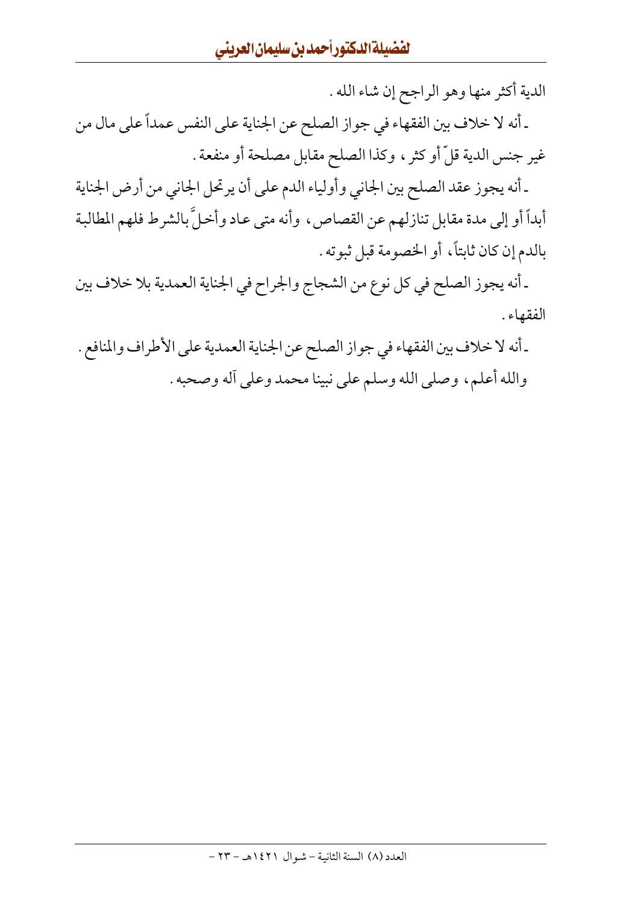الدية أكثر منها وهو الراجح إن شاء الله .

ـ أنه لا خلاف بين الفقهاء في جواز الصلح عن الجناية على النفس عمداً على مال من غير جنس الدية قلّ أو كثر ، وكذا الصلح مقابل مصلحة أو منفعة .

ـ أنه يجوز عقد الصلح بين الجاني وأولياء الدم على أن يرتحل الجاني من أرض الجناية أبداً أو إلى مدة مقابل تنازلهم عن القصاص ، وأنه متى عاد وأخلَّ بالشرط فلهم المطالبة بالدم إن كان ثابتاً ، أو الخصومة قبل ثبوته .

ـ أنه يجوز الصلح في كل نوع من الشجاج والجراح في الجناية العمدية بلا خلاف بين الفقهاء .

ـ أنه لا خلاف بين الفقهاء في جواز الصلح عن الجناية العمدية على الأطراف والمنافع .

والله أعلم ، وصلى الله وسلم على نبينا محمد وعلى آله وصحبه .